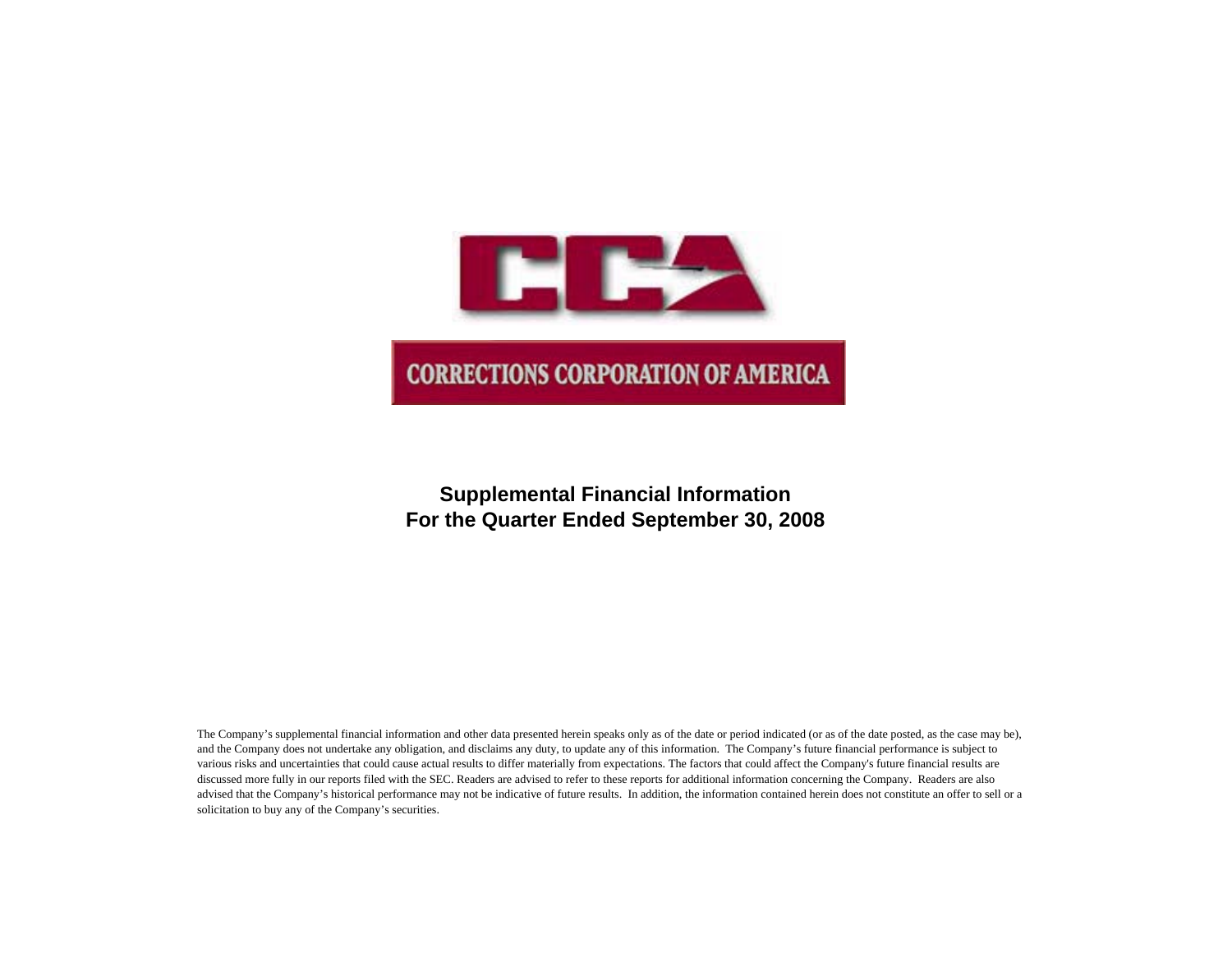CCA

CORRECTIONS CORPORATION OF AMERICA

# Supplemental Financial Information
# For the Quarter Ended September 30, 2008

The Company's supplemental financial information and other data presented herein speaks only as of the date or period indicated (or as of the date posted, as the case may be), and the Company does not undertake any obligation, and disclaims any duty, to update any of this information. The Company's future financial performance is subject to various risks and uncertainties that could cause actual results to differ materially from expectations. The factors that could affect the Company's future financial results are discussed more fully in our reports filed with the SEC. Readers are advised to refer to these reports for additional information concerning the Company. Readers are also advised that the Company's historical performance may not be indicative of future results. In addition, the information contained herein does not constitute an offer to sell or a solicitation to buy any of the Company's securities.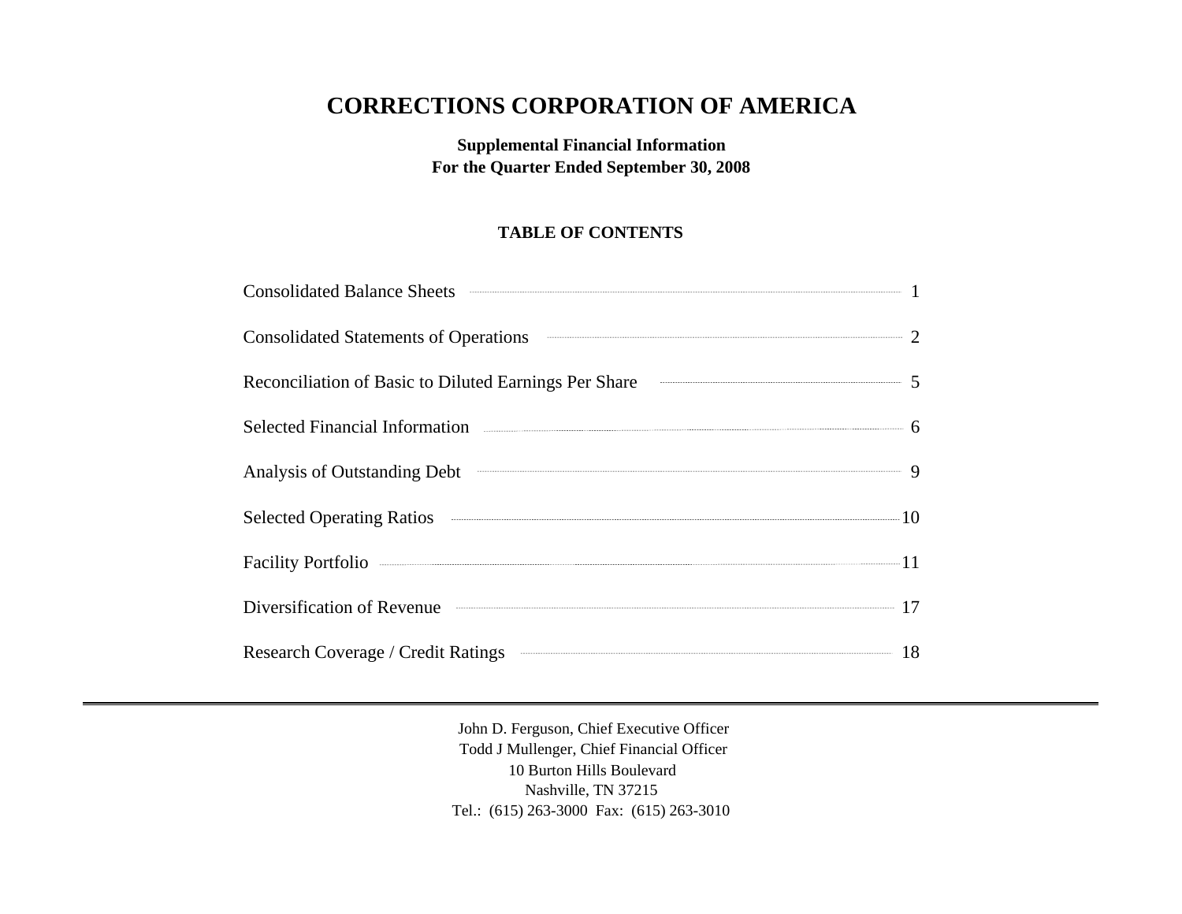# CORRECTIONS CORPORATION OF AMERICA

**Supplemental Financial Information**
**For the Quarter Ended September 30, 2008**

**TABLE OF CONTENTS**

| | |
|---|---|
| Consolidated Balance Sheets | 1 |
| Consolidated Statements of Operations | 2 |
| Reconciliation of Basic to Diluted Earnings Per Share | 5 |
| Selected Financial Information | 6 |
| Analysis of Outstanding Debt | 9 |
| Selected Operating Ratios | 10 |
| Facility Portfolio | 11 |
| Diversification of Revenue | 17 |
| Research Coverage / Credit Ratings | 18 |

---

John D. Ferguson, Chief Executive Officer
Todd J Mullenger, Chief Financial Officer
10 Burton Hills Boulevard
Nashville, TN 37215
Tel.: (615) 263-3000 Fax: (615) 263-3010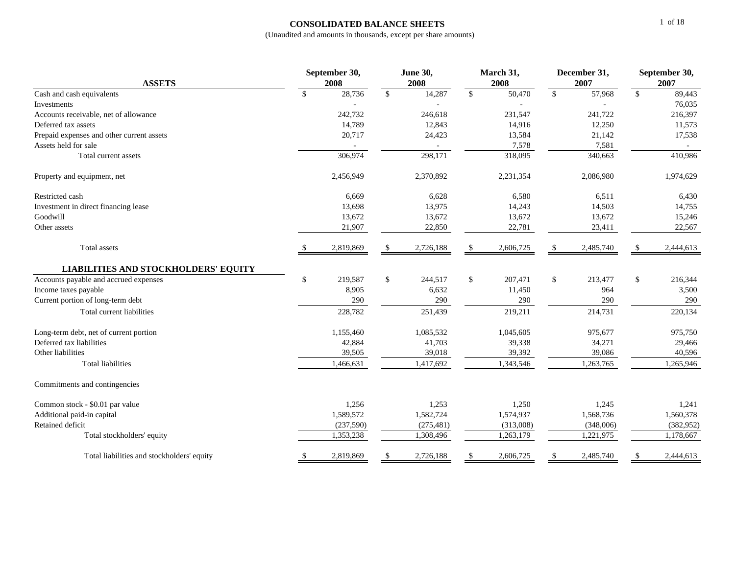# CONSOLIDATED BALANCE SHEETS

(Unaudited and amounts in thousands, except per share amounts)

| ASSETS | September 30, 2008 | June 30, 2008 | March 31, 2008 | December 31, 2007 | September 30, 2007 |
|---|---|---|---|---|---|
| Cash and cash equivalents | $ 28,736 | $ 14,287 | $ 50,470 | $ 57,968 | $ 89,443 |
| Investments | - | - | - | - | 76,035 |
| Accounts receivable, net of allowance | 242,732 | 246,618 | 231,547 | 241,722 | 216,397 |
| Deferred tax assets | 14,789 | 12,843 | 14,916 | 12,250 | 11,573 |
| Prepaid expenses and other current assets | 20,717 | 24,423 | 13,584 | 21,142 | 17,538 |
| Assets held for sale | - | - | 7,578 | 7,581 | - |
| Total current assets | 306,974 | 298,171 | 318,095 | 340,663 | 410,986 |
| Property and equipment, net | 2,456,949 | 2,370,892 | 2,231,354 | 2,086,980 | 1,974,629 |
| Restricted cash | 6,669 | 6,628 | 6,580 | 6,511 | 6,430 |
| Investment in direct financing lease | 13,698 | 13,975 | 14,243 | 14,503 | 14,755 |
| Goodwill | 13,672 | 13,672 | 13,672 | 13,672 | 15,246 |
| Other assets | 21,907 | 22,850 | 22,781 | 23,411 | 22,567 |
| Total assets | $ 2,819,869 | $ 2,726,188 | $ 2,606,725 | $ 2,485,740 | $ 2,444,613 |
| **LIABILITIES AND STOCKHOLDERS' EQUITY** | | | | | |
| Accounts payable and accrued expenses | $ 219,587 | $ 244,517 | $ 207,471 | $ 213,477 | $ 216,344 |
| Income taxes payable | 8,905 | 6,632 | 11,450 | 964 | 3,500 |
| Current portion of long-term debt | 290 | 290 | 290 | 290 | 290 |
| Total current liabilities | 228,782 | 251,439 | 219,211 | 214,731 | 220,134 |
| Long-term debt, net of current portion | 1,155,460 | 1,085,532 | 1,045,605 | 975,677 | 975,750 |
| Deferred tax liabilities | 42,884 | 41,703 | 39,338 | 34,271 | 29,466 |
| Other liabilities | 39,505 | 39,018 | 39,392 | 39,086 | 40,596 |
| Total liabilities | 1,466,631 | 1,417,692 | 1,343,546 | 1,263,765 | 1,265,946 |
| Commitments and contingencies | | | | | |
| Common stock - $0.01 par value | 1,256 | 1,253 | 1,250 | 1,245 | 1,241 |
| Additional paid-in capital | 1,589,572 | 1,582,724 | 1,574,937 | 1,568,736 | 1,560,378 |
| Retained deficit | (237,590) | (275,481) | (313,008) | (348,006) | (382,952) |
| Total stockholders' equity | 1,353,238 | 1,308,496 | 1,263,179 | 1,221,975 | 1,178,667 |
| Total liabilities and stockholders' equity | $ 2,819,869 | $ 2,726,188 | $ 2,606,725 | $ 2,485,740 | $ 2,444,613 |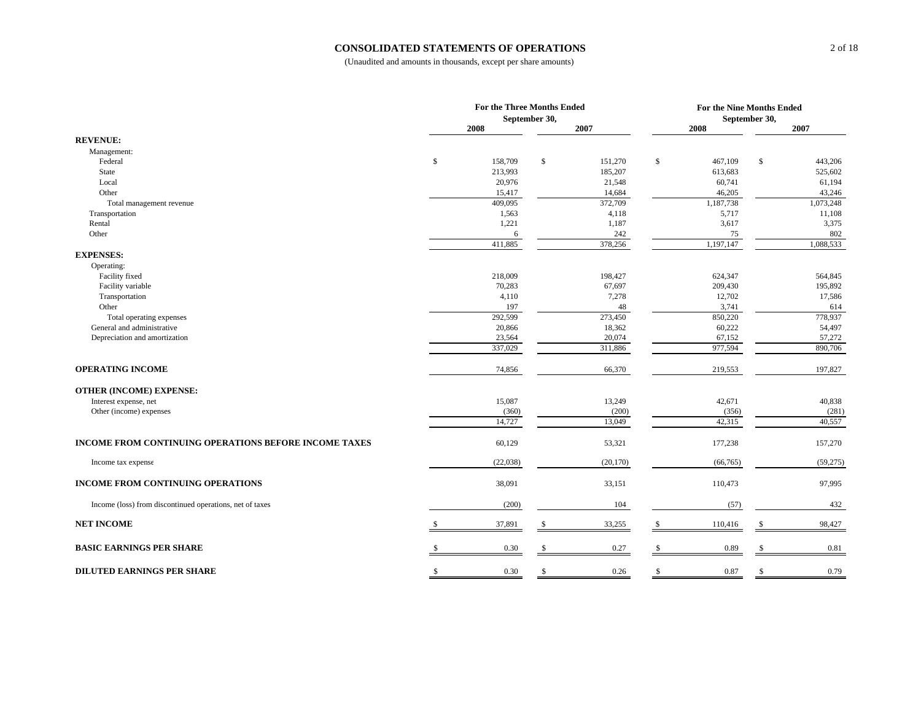# CONSOLIDATED STATEMENTS OF OPERATIONS

(Unaudited and amounts in thousands, except per share amounts)

| | For the Three Months Ended September 30, | | For the Nine Months Ended September 30, | |
|---|---|---|---|---|
| | 2008 | 2007 | 2008 | 2007 |
| **REVENUE:** | | | | |
| Management: | | | | |
| Federal | $ 158,709 | $ 151,270 | $ 467,109 | $ 443,206 |
| State | 213,993 | 185,207 | 613,683 | 525,602 |
| Local | 20,976 | 21,548 | 60,741 | 61,194 |
| Other | 15,417 | 14,684 | 46,205 | 43,246 |
| Total management revenue | 409,095 | 372,709 | 1,187,738 | 1,073,248 |
| Transportation | 1,563 | 4,118 | 5,717 | 11,108 |
| Rental | 1,221 | 1,187 | 3,617 | 3,375 |
| Other | 6 | 242 | 75 | 802 |
| | 411,885 | 378,256 | 1,197,147 | 1,088,533 |
| **EXPENSES:** | | | | |
| Operating: | | | | |
| Facility fixed | 218,009 | 198,427 | 624,347 | 564,845 |
| Facility variable | 70,283 | 67,697 | 209,430 | 195,892 |
| Transportation | 4,110 | 7,278 | 12,702 | 17,586 |
| Other | 197 | 48 | 3,741 | 614 |
| Total operating expenses | 292,599 | 273,450 | 850,220 | 778,937 |
| General and administrative | 20,866 | 18,362 | 60,222 | 54,497 |
| Depreciation and amortization | 23,564 | 20,074 | 67,152 | 57,272 |
| | 337,029 | 311,886 | 977,594 | 890,706 |
| **OPERATING INCOME** | 74,856 | 66,370 | 219,553 | 197,827 |
| **OTHER (INCOME) EXPENSE:** | | | | |
| Interest expense, net | 15,087 | 13,249 | 42,671 | 40,838 |
| Other (income) expenses | (360) | (200) | (356) | (281) |
| | 14,727 | 13,049 | 42,315 | 40,557 |
| **INCOME FROM CONTINUING OPERATIONS BEFORE INCOME TAXES** | 60,129 | 53,321 | 177,238 | 157,270 |
| Income tax expense | (22,038) | (20,170) | (66,765) | (59,275) |
| **INCOME FROM CONTINUING OPERATIONS** | 38,091 | 33,151 | 110,473 | 97,995 |
| Income (loss) from discontinued operations, net of taxes | (200) | 104 | (57) | 432 |
| **NET INCOME** | $ 37,891 | $ 33,255 | $ 110,416 | $ 98,427 |
| **BASIC EARNINGS PER SHARE** | $ 0.30 | $ 0.27 | $ 0.89 | $ 0.81 |
| **DILUTED EARNINGS PER SHARE** | $ 0.30 | $ 0.26 | $ 0.87 | $ 0.79 |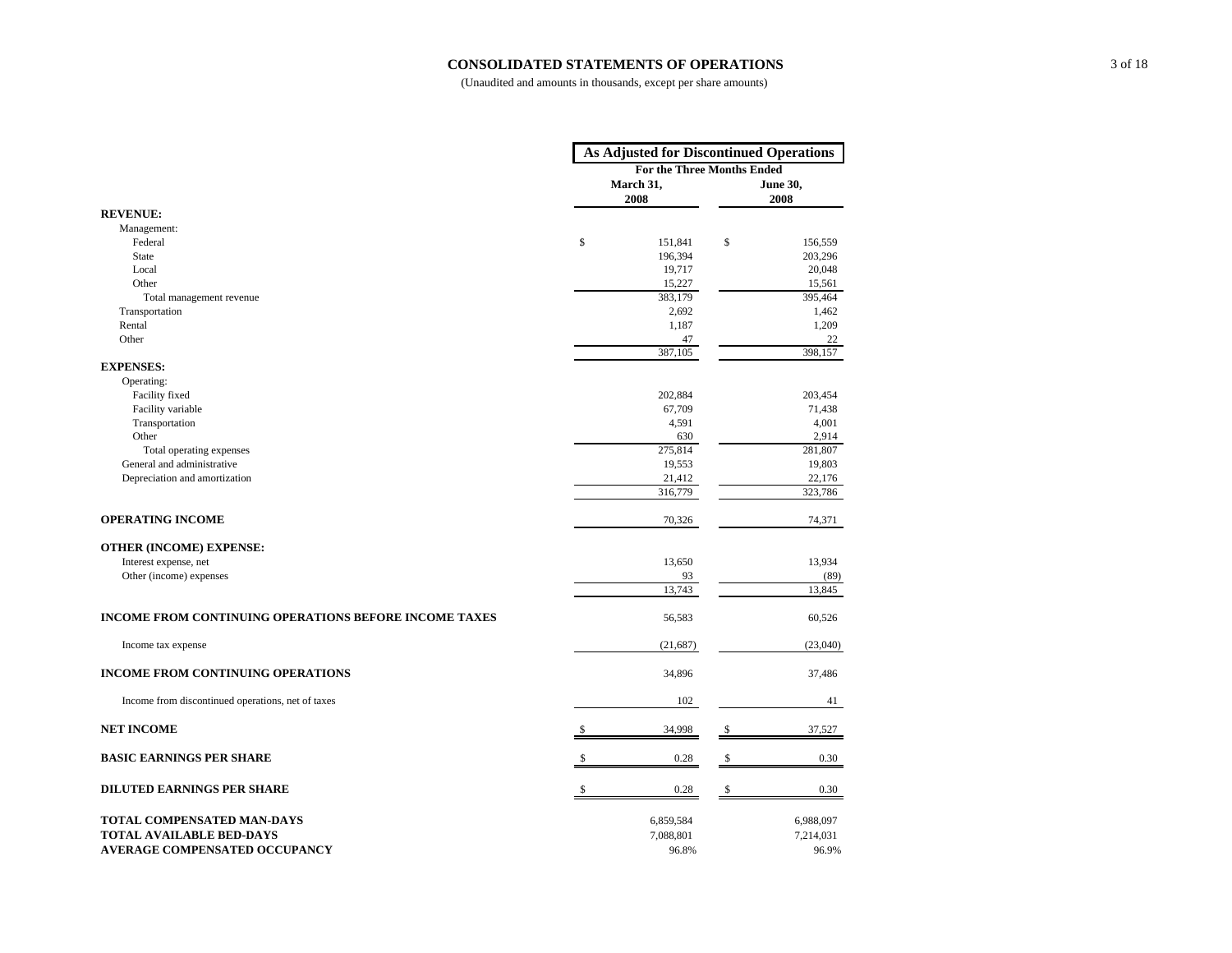# CONSOLIDATED STATEMENTS OF OPERATIONS

(Unaudited and amounts in thousands, except per share amounts)

| | As Adjusted for Discontinued Operations | |
|---|---|---|
| | For the Three Months Ended | |
| | March 31, 2008 | June 30, 2008 |
| **REVENUE:** | | |
| Management: | | |
| Federal | $ 151,841 | $ 156,559 |
| State | 196,394 | 203,296 |
| Local | 19,717 | 20,048 |
| Other | 15,227 | 15,561 |
| Total management revenue | 383,179 | 395,464 |
| Transportation | 2,692 | 1,462 |
| Rental | 1,187 | 1,209 |
| Other | 47 | 22 |
| | 387,105 | 398,157 |
| **EXPENSES:** | | |
| Operating: | | |
| Facility fixed | 202,884 | 203,454 |
| Facility variable | 67,709 | 71,438 |
| Transportation | 4,591 | 4,001 |
| Other | 630 | 2,914 |
| Total operating expenses | 275,814 | 281,807 |
| General and administrative | 19,553 | 19,803 |
| Depreciation and amortization | 21,412 | 22,176 |
| | 316,779 | 323,786 |
| **OPERATING INCOME** | 70,326 | 74,371 |
| **OTHER (INCOME) EXPENSE:** | | |
| Interest expense, net | 13,650 | 13,934 |
| Other (income) expenses | 93 | (89) |
| | 13,743 | 13,845 |
| **INCOME FROM CONTINUING OPERATIONS BEFORE INCOME TAXES** | 56,583 | 60,526 |
| Income tax expense | (21,687) | (23,040) |
| **INCOME FROM CONTINUING OPERATIONS** | 34,896 | 37,486 |
| Income from discontinued operations, net of taxes | 102 | 41 |
| **NET INCOME** | $ 34,998 | $ 37,527 |
| **BASIC EARNINGS PER SHARE** | $ 0.28 | $ 0.30 |
| **DILUTED EARNINGS PER SHARE** | $ 0.28 | $ 0.30 |
| **TOTAL COMPENSATED MAN-DAYS** | 6,859,584 | 6,988,097 |
| **TOTAL AVAILABLE BED-DAYS** | 7,088,801 | 7,214,031 |
| **AVERAGE COMPENSATED OCCUPANCY** | 96.8% | 96.9% |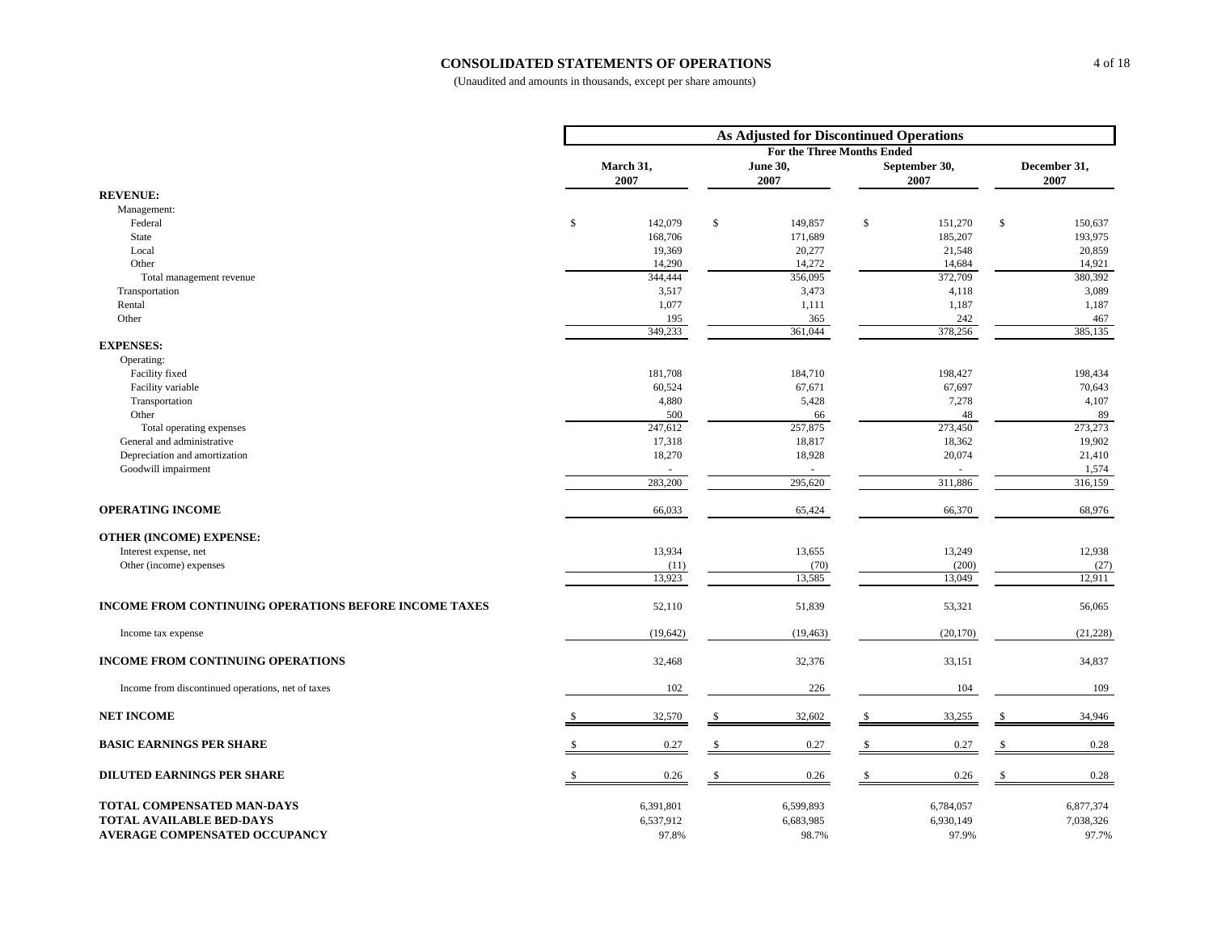# CONSOLIDATED STATEMENTS OF OPERATIONS

(Unaudited and amounts in thousands, except per share amounts)

| | As Adjusted for Discontinued Operations | | | |
|---|---|---|---|---|
| | For the Three Months Ended | | | |
| | March 31, 2007 | June 30, 2007 | September 30, 2007 | December 31, 2007 |
| **REVENUE:** | | | | |
| Management: | | | | |
| Federal | $ 142,079 | $ 149,857 | $ 151,270 | $ 150,637 |
| State | 168,706 | 171,689 | 185,207 | 193,975 |
| Local | 19,369 | 20,277 | 21,548 | 20,859 |
| Other | 14,290 | 14,272 | 14,684 | 14,921 |
| Total management revenue | 344,444 | 356,095 | 372,709 | 380,392 |
| Transportation | 3,517 | 3,473 | 4,118 | 3,089 |
| Rental | 1,077 | 1,111 | 1,187 | 1,187 |
| Other | 195 | 365 | 242 | 467 |
| | 349,233 | 361,044 | 378,256 | 385,135 |
| **EXPENSES:** | | | | |
| Operating: | | | | |
| Facility fixed | 181,708 | 184,710 | 198,427 | 198,434 |
| Facility variable | 60,524 | 67,671 | 67,697 | 70,643 |
| Transportation | 4,880 | 5,428 | 7,278 | 4,107 |
| Other | 500 | 66 | 48 | 89 |
| Total operating expenses | 247,612 | 257,875 | 273,450 | 273,273 |
| General and administrative | 17,318 | 18,817 | 18,362 | 19,902 |
| Depreciation and amortization | 18,270 | 18,928 | 20,074 | 21,410 |
| Goodwill impairment | - | - | - | 1,574 |
| | 283,200 | 295,620 | 311,886 | 316,159 |
| **OPERATING INCOME** | 66,033 | 65,424 | 66,370 | 68,976 |
| **OTHER (INCOME) EXPENSE:** | | | | |
| Interest expense, net | 13,934 | 13,655 | 13,249 | 12,938 |
| Other (income) expenses | (11) | (70) | (200) | (27) |
| | 13,923 | 13,585 | 13,049 | 12,911 |
| **INCOME FROM CONTINUING OPERATIONS BEFORE INCOME TAXES** | 52,110 | 51,839 | 53,321 | 56,065 |
| Income tax expense | (19,642) | (19,463) | (20,170) | (21,228) |
| **INCOME FROM CONTINUING OPERATIONS** | 32,468 | 32,376 | 33,151 | 34,837 |
| Income from discontinued operations, net of taxes | 102 | 226 | 104 | 109 |
| **NET INCOME** | $ 32,570 | $ 32,602 | $ 33,255 | $ 34,946 |
| **BASIC EARNINGS PER SHARE** | $ 0.27 | $ 0.27 | $ 0.27 | $ 0.28 |
| **DILUTED EARNINGS PER SHARE** | $ 0.26 | $ 0.26 | $ 0.26 | $ 0.28 |
| **TOTAL COMPENSATED MAN-DAYS** | 6,391,801 | 6,599,893 | 6,784,057 | 6,877,374 |
| **TOTAL AVAILABLE BED-DAYS** | 6,537,912 | 6,683,985 | 6,930,149 | 7,038,326 |
| **AVERAGE COMPENSATED OCCUPANCY** | 97.8% | 98.7% | 97.9% | 97.7% |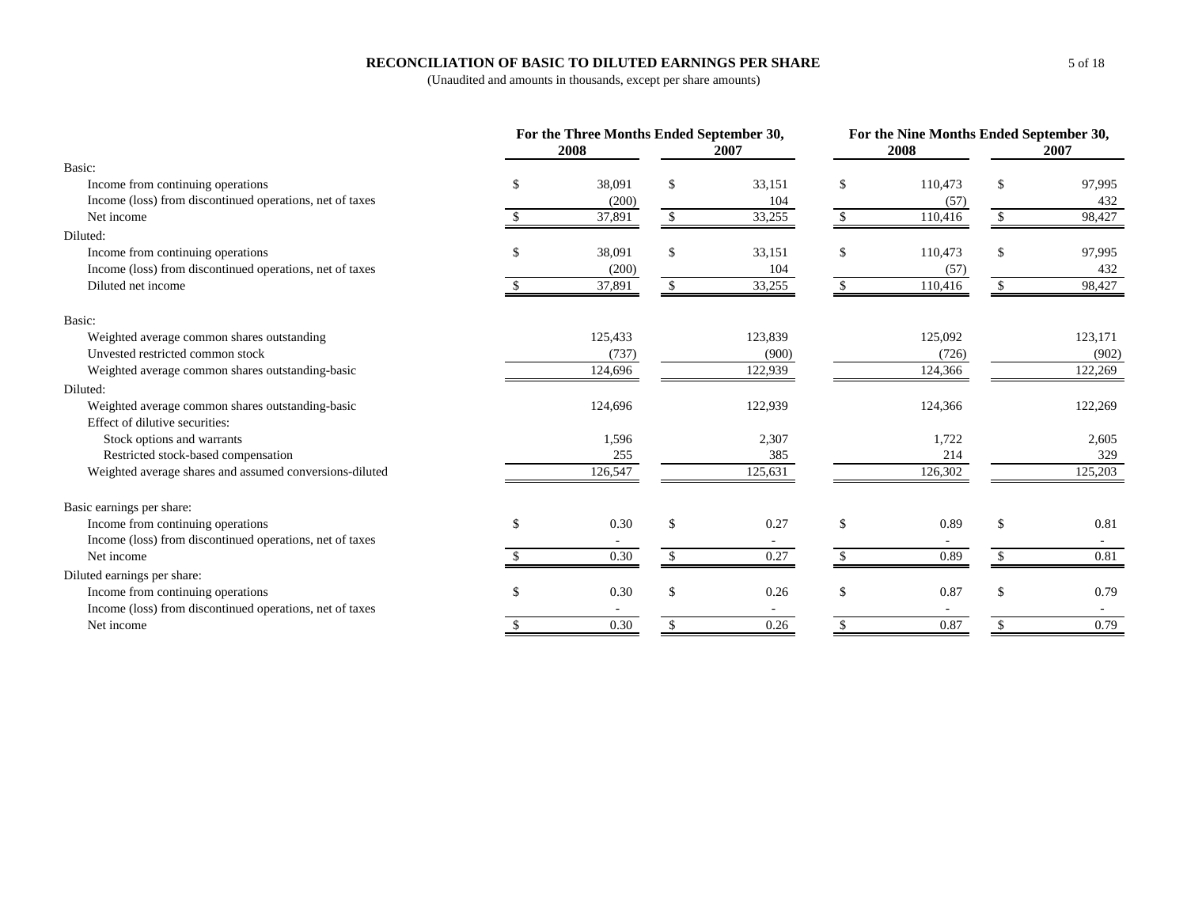# RECONCILIATION OF BASIC TO DILUTED EARNINGS PER SHARE

(Unaudited and amounts in thousands, except per share amounts)

| | For the Three Months Ended September 30, 2008 | For the Three Months Ended September 30, 2007 | For the Nine Months Ended September 30, 2008 | For the Nine Months Ended September 30, 2007 |
|---|---|---|---|---|
| **Basic:** | | | | |
| Income from continuing operations | $ 38,091 | $ 33,151 | $ 110,473 | $ 97,995 |
| Income (loss) from discontinued operations, net of taxes | (200) | 104 | (57) | 432 |
| Net income | $ 37,891 | $ 33,255 | $ 110,416 | $ 98,427 |
| **Diluted:** | | | | |
| Income from continuing operations | $ 38,091 | $ 33,151 | $ 110,473 | $ 97,995 |
| Income (loss) from discontinued operations, net of taxes | (200) | 104 | (57) | 432 |
| Diluted net income | $ 37,891 | $ 33,255 | $ 110,416 | $ 98,427 |
| **Basic:** | | | | |
| Weighted average common shares outstanding | 125,433 | 123,839 | 125,092 | 123,171 |
| Unvested restricted common stock | (737) | (900) | (726) | (902) |
| Weighted average common shares outstanding-basic | 124,696 | 122,939 | 124,366 | 122,269 |
| **Diluted:** | | | | |
| Weighted average common shares outstanding-basic | 124,696 | 122,939 | 124,366 | 122,269 |
| Effect of dilutive securities: | | | | |
| Stock options and warrants | 1,596 | 2,307 | 1,722 | 2,605 |
| Restricted stock-based compensation | 255 | 385 | 214 | 329 |
| Weighted average shares and assumed conversions-diluted | 126,547 | 125,631 | 126,302 | 125,203 |
| **Basic earnings per share:** | | | | |
| Income from continuing operations | $ 0.30 | $ 0.27 | $ 0.89 | $ 0.81 |
| Income (loss) from discontinued operations, net of taxes | - | - | - | - |
| Net income | $ 0.30 | $ 0.27 | $ 0.89 | $ 0.81 |
| **Diluted earnings per share:** | | | | |
| Income from continuing operations | $ 0.30 | $ 0.26 | $ 0.87 | $ 0.79 |
| Income (loss) from discontinued operations, net of taxes | - | - | - | - |
| Net income | $ 0.30 | $ 0.26 | $ 0.87 | $ 0.79 |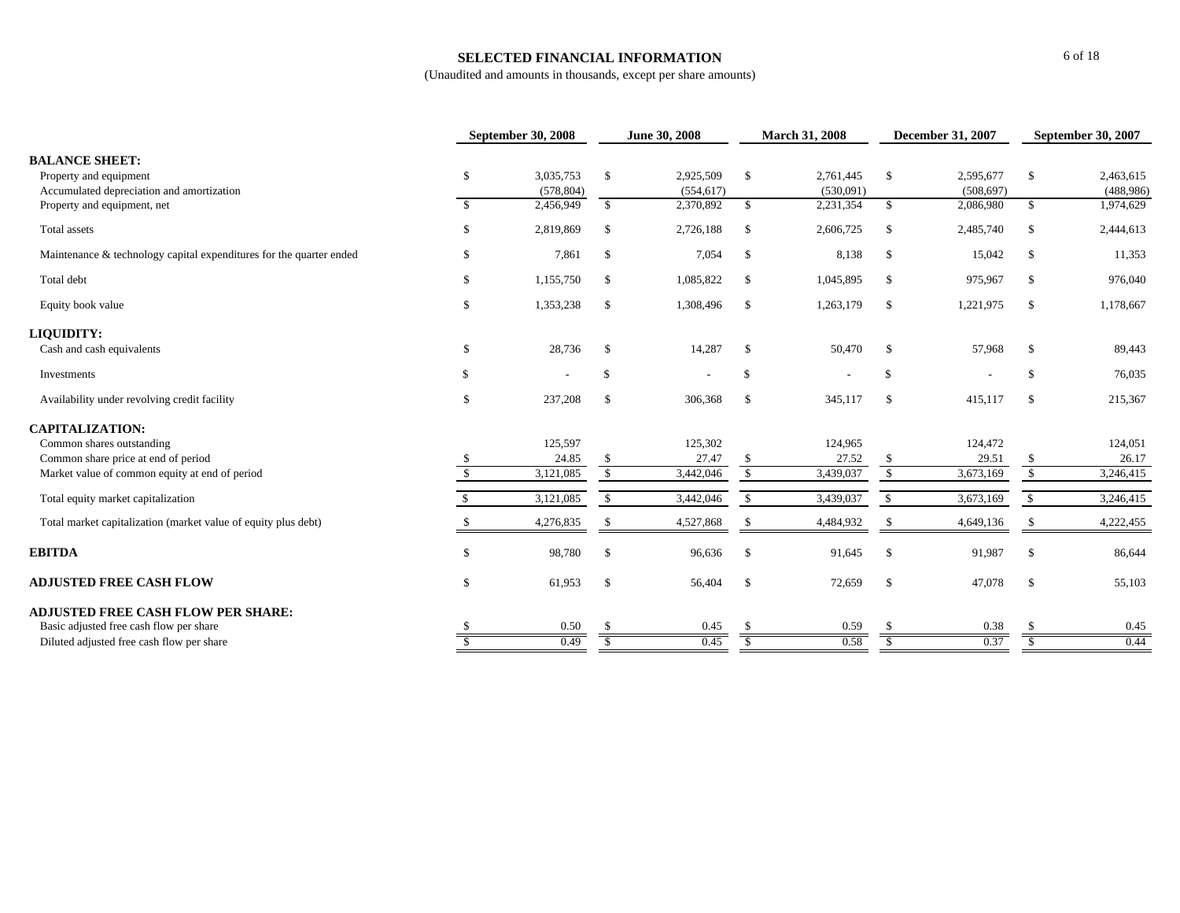# SELECTED FINANCIAL INFORMATION

(Unaudited and amounts in thousands, except per share amounts)

| | September 30, 2008 | June 30, 2008 | March 31, 2008 | December 31, 2007 | September 30, 2007 |
|---|---|---|---|---|---|
| **BALANCE SHEET:** | | | | | |
| Property and equipment | $ 3,035,753 | $ 2,925,509 | $ 2,761,445 | $ 2,595,677 | $ 2,463,615 |
| Accumulated depreciation and amortization | (578,804) | (554,617) | (530,091) | (508,697) | (488,986) |
| Property and equipment, net | $ 2,456,949 | $ 2,370,892 | $ 2,231,354 | $ 2,086,980 | $ 1,974,629 |
| Total assets | $ 2,819,869 | $ 2,726,188 | $ 2,606,725 | $ 2,485,740 | $ 2,444,613 |
| Maintenance & technology capital expenditures for the quarter ended | $ 7,861 | $ 7,054 | $ 8,138 | $ 15,042 | $ 11,353 |
| Total debt | $ 1,155,750 | $ 1,085,822 | $ 1,045,895 | $ 975,967 | $ 976,040 |
| Equity book value | $ 1,353,238 | $ 1,308,496 | $ 1,263,179 | $ 1,221,975 | $ 1,178,667 |
| **LIQUIDITY:** | | | | | |
| Cash and cash equivalents | $ 28,736 | $ 14,287 | $ 50,470 | $ 57,968 | $ 89,443 |
| Investments | $ - | $ - | $ - | $ - | $ 76,035 |
| Availability under revolving credit facility | $ 237,208 | $ 306,368 | $ 345,117 | $ 415,117 | $ 215,367 |
| **CAPITALIZATION:** | | | | | |
| Common shares outstanding | 125,597 | 125,302 | 124,965 | 124,472 | 124,051 |
| Common share price at end of period | $ 24.85 | $ 27.47 | $ 27.52 | $ 29.51 | $ 26.17 |
| Market value of common equity at end of period | $ 3,121,085 | $ 3,442,046 | $ 3,439,037 | $ 3,673,169 | $ 3,246,415 |
| Total equity market capitalization | $ 3,121,085 | $ 3,442,046 | $ 3,439,037 | $ 3,673,169 | $ 3,246,415 |
| Total market capitalization (market value of equity plus debt) | $ 4,276,835 | $ 4,527,868 | $ 4,484,932 | $ 4,649,136 | $ 4,222,455 |
| **EBITDA** | $ 98,780 | $ 96,636 | $ 91,645 | $ 91,987 | $ 86,644 |
| **ADJUSTED FREE CASH FLOW** | $ 61,953 | $ 56,404 | $ 72,659 | $ 47,078 | $ 55,103 |
| **ADJUSTED FREE CASH FLOW PER SHARE:** | | | | | |
| Basic adjusted free cash flow per share | $ 0.50 | $ 0.45 | $ 0.59 | $ 0.38 | $ 0.45 |
| Diluted adjusted free cash flow per share | $ 0.49 | $ 0.45 | $ 0.58 | $ 0.37 | $ 0.44 |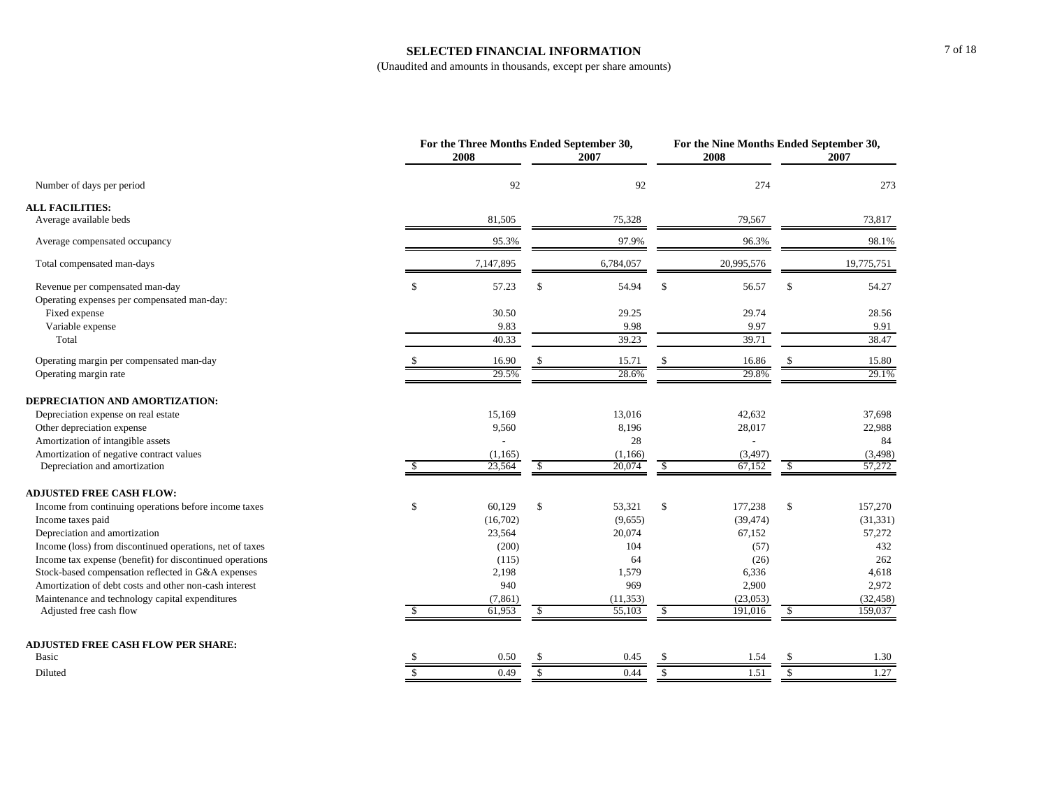## SELECTED FINANCIAL INFORMATION

(Unaudited and amounts in thousands, except per share amounts)

| | For the Three Months Ended September 30, 2008 | For the Three Months Ended September 30, 2007 | For the Nine Months Ended September 30, 2008 | For the Nine Months Ended September 30, 2007 |
|---|---|---|---|---|
| Number of days per period | 92 | 92 | 274 | 273 |
| **ALL FACILITIES:** | | | | |
| Average available beds | 81,505 | 75,328 | 79,567 | 73,817 |
| Average compensated occupancy | 95.3% | 97.9% | 96.3% | 98.1% |
| Total compensated man-days | 7,147,895 | 6,784,057 | 20,995,576 | 19,775,751 |
| Revenue per compensated man-day | $ 57.23 | $ 54.94 | $ 56.57 | $ 54.27 |
| Operating expenses per compensated man-day: | | | | |
| Fixed expense | 30.50 | 29.25 | 29.74 | 28.56 |
| Variable expense | 9.83 | 9.98 | 9.97 | 9.91 |
| Total | 40.33 | 39.23 | 39.71 | 38.47 |
| Operating margin per compensated man-day | $ 16.90 | $ 15.71 | $ 16.86 | $ 15.80 |
| Operating margin rate | 29.5% | 28.6% | 29.8% | 29.1% |
| **DEPRECIATION AND AMORTIZATION:** | | | | |
| Depreciation expense on real estate | 15,169 | 13,016 | 42,632 | 37,698 |
| Other depreciation expense | 9,560 | 8,196 | 28,017 | 22,988 |
| Amortization of intangible assets | - | 28 | - | 84 |
| Amortization of negative contract values | (1,165) | (1,166) | (3,497) | (3,498) |
| Depreciation and amortization | $ 23,564 | $ 20,074 | $ 67,152 | $ 57,272 |
| **ADJUSTED FREE CASH FLOW:** | | | | |
| Income from continuing operations before income taxes | $ 60,129 | $ 53,321 | $ 177,238 | $ 157,270 |
| Income taxes paid | (16,702) | (9,655) | (39,474) | (31,331) |
| Depreciation and amortization | 23,564 | 20,074 | 67,152 | 57,272 |
| Income (loss) from discontinued operations, net of taxes | (200) | 104 | (57) | 432 |
| Income tax expense (benefit) for discontinued operations | (115) | 64 | (26) | 262 |
| Stock-based compensation reflected in G&A expenses | 2,198 | 1,579 | 6,336 | 4,618 |
| Amortization of debt costs and other non-cash interest | 940 | 969 | 2,900 | 2,972 |
| Maintenance and technology capital expenditures | (7,861) | (11,353) | (23,053) | (32,458) |
| Adjusted free cash flow | $ 61,953 | $ 55,103 | $ 191,016 | $ 159,037 |
| **ADJUSTED FREE CASH FLOW PER SHARE:** | | | | |
| Basic | $ 0.50 | $ 0.45 | $ 1.54 | $ 1.30 |
| Diluted | $ 0.49 | $ 0.44 | $ 1.51 | $ 1.27 |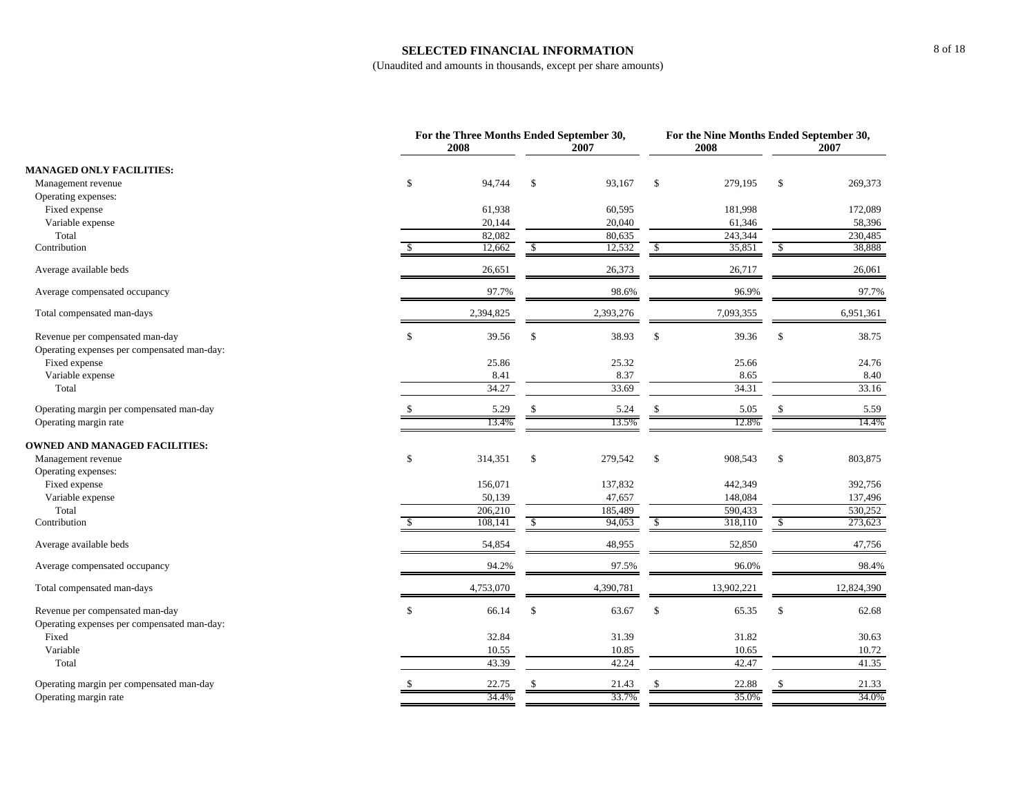# SELECTED FINANCIAL INFORMATION

(Unaudited and amounts in thousands, except per share amounts)

| | For the Three Months Ended September 30, 2008 | For the Three Months Ended September 30, 2007 | For the Nine Months Ended September 30, 2008 | For the Nine Months Ended September 30, 2007 |
|---|---|---|---|---|
| **MANAGED ONLY FACILITIES:** | | | | |
| Management revenue | $ 94,744 | $ 93,167 | $ 279,195 | $ 269,373 |
| Operating expenses: | | | | |
| Fixed expense | 61,938 | 60,595 | 181,998 | 172,089 |
| Variable expense | 20,144 | 20,040 | 61,346 | 58,396 |
| Total | 82,082 | 80,635 | 243,344 | 230,485 |
| Contribution | $ 12,662 | $ 12,532 | $ 35,851 | $ 38,888 |
| Average available beds | 26,651 | 26,373 | 26,717 | 26,061 |
| Average compensated occupancy | 97.7% | 98.6% | 96.9% | 97.7% |
| Total compensated man-days | 2,394,825 | 2,393,276 | 7,093,355 | 6,951,361 |
| Revenue per compensated man-day | $ 39.56 | $ 38.93 | $ 39.36 | $ 38.75 |
| Operating expenses per compensated man-day: | | | | |
| Fixed expense | 25.86 | 25.32 | 25.66 | 24.76 |
| Variable expense | 8.41 | 8.37 | 8.65 | 8.40 |
| Total | 34.27 | 33.69 | 34.31 | 33.16 |
| Operating margin per compensated man-day | $ 5.29 | $ 5.24 | $ 5.05 | $ 5.59 |
| Operating margin rate | 13.4% | 13.5% | 12.8% | 14.4% |
| **OWNED AND MANAGED FACILITIES:** | | | | |
| Management revenue | $ 314,351 | $ 279,542 | $ 908,543 | $ 803,875 |
| Operating expenses: | | | | |
| Fixed expense | 156,071 | 137,832 | 442,349 | 392,756 |
| Variable expense | 50,139 | 47,657 | 148,084 | 137,496 |
| Total | 206,210 | 185,489 | 590,433 | 530,252 |
| Contribution | $ 108,141 | $ 94,053 | $ 318,110 | $ 273,623 |
| Average available beds | 54,854 | 48,955 | 52,850 | 47,756 |
| Average compensated occupancy | 94.2% | 97.5% | 96.0% | 98.4% |
| Total compensated man-days | 4,753,070 | 4,390,781 | 13,902,221 | 12,824,390 |
| Revenue per compensated man-day | $ 66.14 | $ 63.67 | $ 65.35 | $ 62.68 |
| Operating expenses per compensated man-day: | | | | |
| Fixed | 32.84 | 31.39 | 31.82 | 30.63 |
| Variable | 10.55 | 10.85 | 10.65 | 10.72 |
| Total | 43.39 | 42.24 | 42.47 | 41.35 |
| Operating margin per compensated man-day | $ 22.75 | $ 21.43 | $ 22.88 | $ 21.33 |
| Operating margin rate | 34.4% | 33.7% | 35.0% | 34.0% |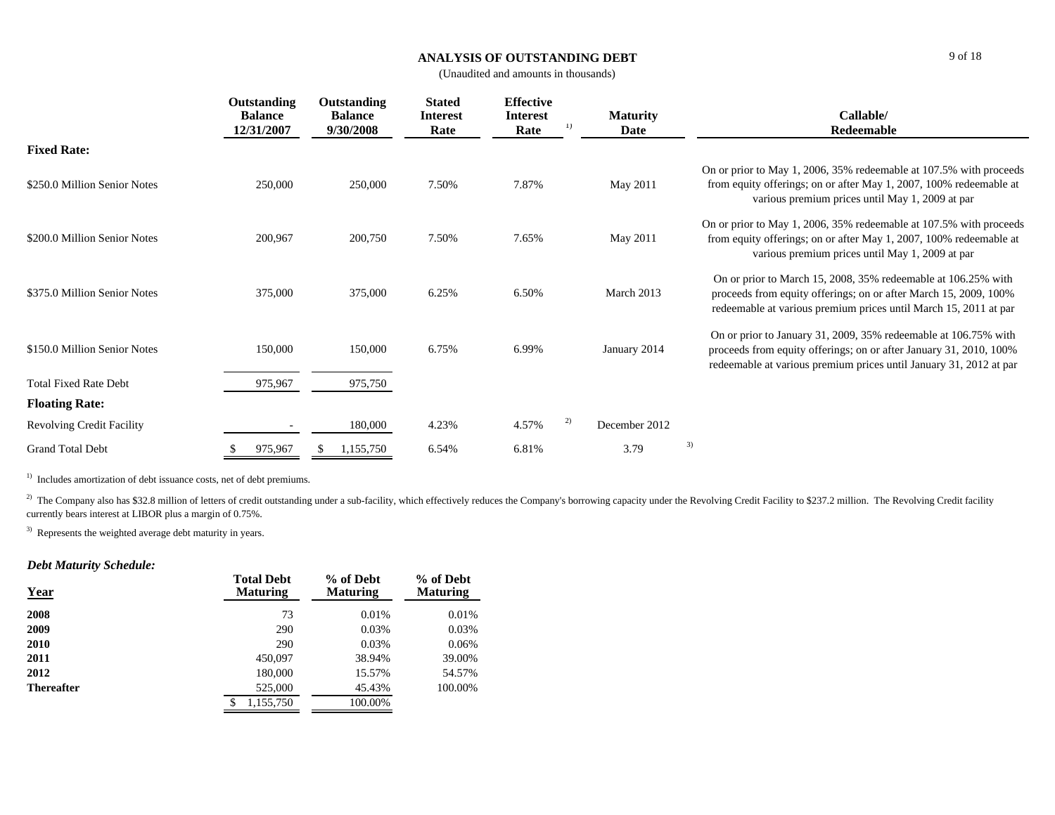# ANALYSIS OF OUTSTANDING DEBT

(Unaudited and amounts in thousands)

| | Outstanding Balance 12/31/2007 | Outstanding Balance 9/30/2008 | Stated Interest Rate | Effective Interest Rate [1] | Maturity Date | Callable/ Redeemable |
|---|---|---|---|---|---|---|
| **Fixed Rate:** | | | | | | |
| \$250.0 Million Senior Notes | 250,000 | 250,000 | 7.50% | 7.87% | May 2011 | On or prior to May 1, 2006, 35% redeemable at 107.5% with proceeds from equity offerings; on or after May 1, 2007, 100% redeemable at various premium prices until May 1, 2009 at par |
| \$200.0 Million Senior Notes | 200,967 | 200,750 | 7.50% | 7.65% | May 2011 | On or prior to May 1, 2006, 35% redeemable at 107.5% with proceeds from equity offerings; on or after May 1, 2007, 100% redeemable at various premium prices until May 1, 2009 at par |
| \$375.0 Million Senior Notes | 375,000 | 375,000 | 6.25% | 6.50% | March 2013 | On or prior to March 15, 2008, 35% redeemable at 106.25% with proceeds from equity offerings; on or after March 15, 2009, 100% redeemable at various premium prices until March 15, 2011 at par |
| \$150.0 Million Senior Notes | 150,000 | 150,000 | 6.75% | 6.99% | January 2014 | On or prior to January 31, 2009, 35% redeemable at 106.75% with proceeds from equity offerings; on or after January 31, 2010, 100% redeemable at various premium prices until January 31, 2012 at par |
| Total Fixed Rate Debt | 975,967 | 975,750 | | | | |
| **Floating Rate:** | | | | | | |
| Revolving Credit Facility | - | 180,000 | 4.23% | 4.57% [2] | December 2012 | |
| Grand Total Debt | \$ 975,967 | \$ 1,155,750 | 6.54% | 6.81% | 3.79 [3] | |

[1] Includes amortization of debt issuance costs, net of debt premiums.

[2] The Company also has \$32.8 million of letters of credit outstanding under a sub-facility, which effectively reduces the Company's borrowing capacity under the Revolving Credit Facility to \$237.2 million. The Revolving Credit facility currently bears interest at LIBOR plus a margin of 0.75%.

[3] Represents the weighted average debt maturity in years.

***Debt Maturity Schedule:***

| Year | Total Debt Maturing | % of Debt Maturing | % of Debt Maturing |
|---|---|---|---|
| **2008** | 73 | 0.01% | 0.01% |
| **2009** | 290 | 0.03% | 0.03% |
| **2010** | 290 | 0.03% | 0.06% |
| **2011** | 450,097 | 38.94% | 39.00% |
| **2012** | 180,000 | 15.57% | 54.57% |
| **Thereafter** | 525,000 | 45.43% | 100.00% |
| | \$ 1,155,750 | 100.00% | |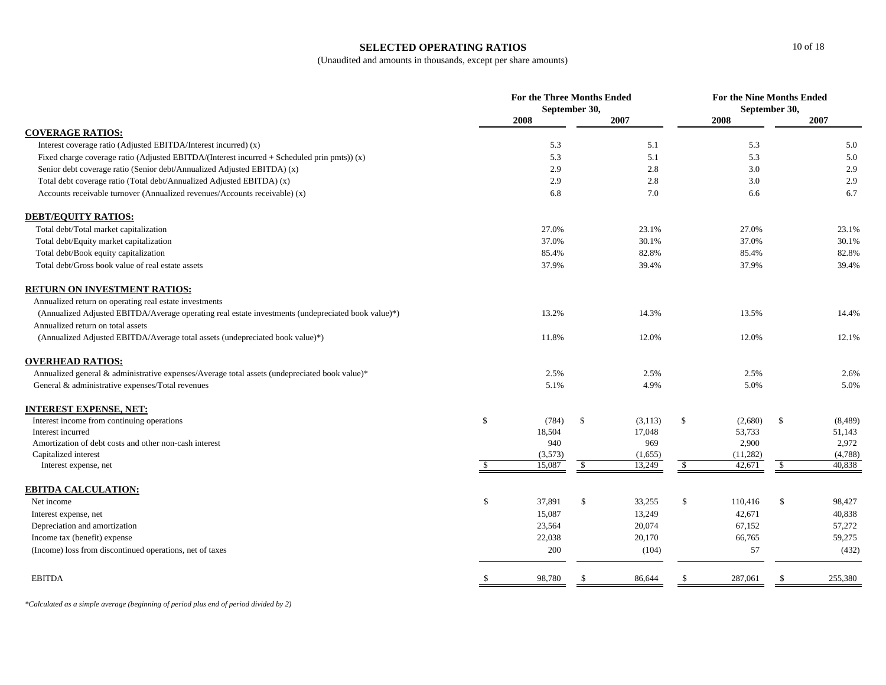# SELECTED OPERATING RATIOS

(Unaudited and amounts in thousands, except per share amounts)

| | For the Three Months Ended September 30, | | For the Nine Months Ended September 30, | |
|---|---|---|---|---|
| | 2008 | 2007 | 2008 | 2007 |
| **COVERAGE RATIOS:** | | | | |
| Interest coverage ratio (Adjusted EBITDA/Interest incurred) (x) | 5.3 | 5.1 | 5.3 | 5.0 |
| Fixed charge coverage ratio (Adjusted EBITDA/(Interest incurred + Scheduled prin pmts)) (x) | 5.3 | 5.1 | 5.3 | 5.0 |
| Senior debt coverage ratio (Senior debt/Annualized Adjusted EBITDA) (x) | 2.9 | 2.8 | 3.0 | 2.9 |
| Total debt coverage ratio (Total debt/Annualized Adjusted EBITDA) (x) | 2.9 | 2.8 | 3.0 | 2.9 |
| Accounts receivable turnover (Annualized revenues/Accounts receivable) (x) | 6.8 | 7.0 | 6.6 | 6.7 |
| **DEBT/EQUITY RATIOS:** | | | | |
| Total debt/Total market capitalization | 27.0% | 23.1% | 27.0% | 23.1% |
| Total debt/Equity market capitalization | 37.0% | 30.1% | 37.0% | 30.1% |
| Total debt/Book equity capitalization | 85.4% | 82.8% | 85.4% | 82.8% |
| Total debt/Gross book value of real estate assets | 37.9% | 39.4% | 37.9% | 39.4% |
| **RETURN ON INVESTMENT RATIOS:** | | | | |
| Annualized return on operating real estate investments (Annualized Adjusted EBITDA/Average operating real estate investments (undepreciated book value)*) | 13.2% | 14.3% | 13.5% | 14.4% |
| Annualized return on total assets (Annualized Adjusted EBITDA/Average total assets (undepreciated book value)*) | 11.8% | 12.0% | 12.0% | 12.1% |
| **OVERHEAD RATIOS:** | | | | |
| Annualized general & administrative expenses/Average total assets (undepreciated book value)* | 2.5% | 2.5% | 2.5% | 2.6% |
| General & administrative expenses/Total revenues | 5.1% | 4.9% | 5.0% | 5.0% |
| **INTEREST EXPENSE, NET:** | | | | |
| Interest income from continuing operations | $ (784) | $ (3,113) | $ (2,680) | $ (8,489) |
| Interest incurred | 18,504 | 17,048 | 53,733 | 51,143 |
| Amortization of debt costs and other non-cash interest | 940 | 969 | 2,900 | 2,972 |
| Capitalized interest | (3,573) | (1,655) | (11,282) | (4,788) |
| Interest expense, net | $ 15,087 | $ 13,249 | $ 42,671 | $ 40,838 |
| **EBITDA CALCULATION:** | | | | |
| Net income | $ 37,891 | $ 33,255 | $ 110,416 | $ 98,427 |
| Interest expense, net | 15,087 | 13,249 | 42,671 | 40,838 |
| Depreciation and amortization | 23,564 | 20,074 | 67,152 | 57,272 |
| Income tax (benefit) expense | 22,038 | 20,170 | 66,765 | 59,275 |
| (Income) loss from discontinued operations, net of taxes | 200 | (104) | 57 | (432) |
| EBITDA | $ 98,780 | $ 86,644 | $ 287,061 | $ 255,380 |

*Calculated as a simple average (beginning of period plus end of period divided by 2)*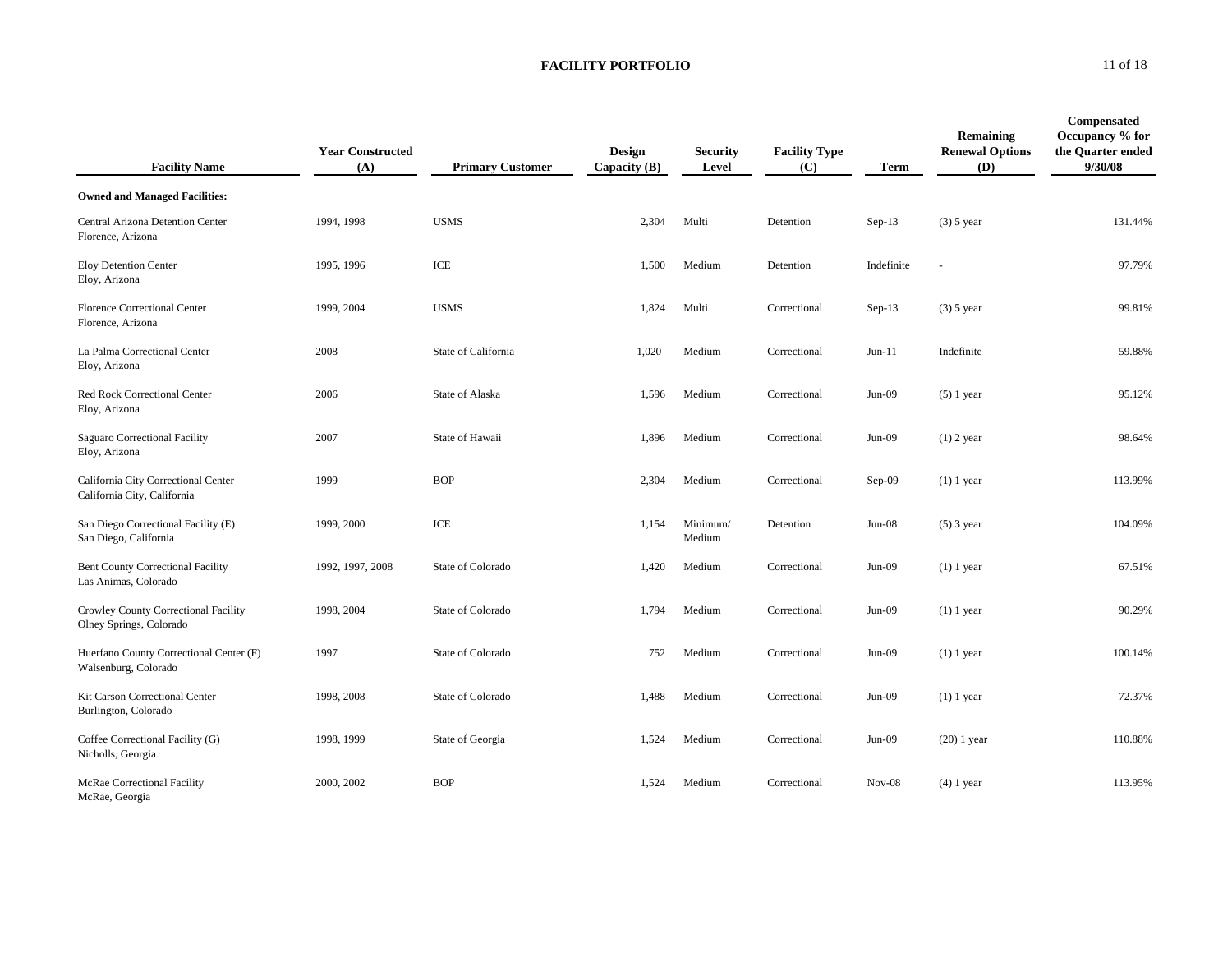# FACILITY PORTFOLIO

| Facility Name | Year Constructed (A) | Primary Customer | Design Capacity (B) | Security Level | Facility Type (C) | Term | Remaining Renewal Options (D) | Compensated Occupancy % for the Quarter ended 9/30/08 |
|---|---|---|---|---|---|---|---|---|
| **Owned and Managed Facilities:** | | | | | | | | |
| Central Arizona Detention Center<br>Florence, Arizona | 1994, 1998 | USMS | 2,304 | Multi | Detention | Sep-13 | (3) 5 year | 131.44% |
| Eloy Detention Center<br>Eloy, Arizona | 1995, 1996 | ICE | 1,500 | Medium | Detention | Indefinite | - | 97.79% |
| Florence Correctional Center<br>Florence, Arizona | 1999, 2004 | USMS | 1,824 | Multi | Correctional | Sep-13 | (3) 5 year | 99.81% |
| La Palma Correctional Center<br>Eloy, Arizona | 2008 | State of California | 1,020 | Medium | Correctional | Jun-11 | Indefinite | 59.88% |
| Red Rock Correctional Center<br>Eloy, Arizona | 2006 | State of Alaska | 1,596 | Medium | Correctional | Jun-09 | (5) 1 year | 95.12% |
| Saguaro Correctional Facility<br>Eloy, Arizona | 2007 | State of Hawaii | 1,896 | Medium | Correctional | Jun-09 | (1) 2 year | 98.64% |
| California City Correctional Center<br>California City, California | 1999 | BOP | 2,304 | Medium | Correctional | Sep-09 | (1) 1 year | 113.99% |
| San Diego Correctional Facility (E)<br>San Diego, California | 1999, 2000 | ICE | 1,154 | Minimum/ Medium | Detention | Jun-08 | (5) 3 year | 104.09% |
| Bent County Correctional Facility<br>Las Animas, Colorado | 1992, 1997, 2008 | State of Colorado | 1,420 | Medium | Correctional | Jun-09 | (1) 1 year | 67.51% |
| Crowley County Correctional Facility<br>Olney Springs, Colorado | 1998, 2004 | State of Colorado | 1,794 | Medium | Correctional | Jun-09 | (1) 1 year | 90.29% |
| Huerfano County Correctional Center (F)<br>Walsenburg, Colorado | 1997 | State of Colorado | 752 | Medium | Correctional | Jun-09 | (1) 1 year | 100.14% |
| Kit Carson Correctional Center<br>Burlington, Colorado | 1998, 2008 | State of Colorado | 1,488 | Medium | Correctional | Jun-09 | (1) 1 year | 72.37% |
| Coffee Correctional Facility (G)<br>Nicholls, Georgia | 1998, 1999 | State of Georgia | 1,524 | Medium | Correctional | Jun-09 | (20) 1 year | 110.88% |
| McRae Correctional Facility<br>McRae, Georgia | 2000, 2002 | BOP | 1,524 | Medium | Correctional | Nov-08 | (4) 1 year | 113.95% |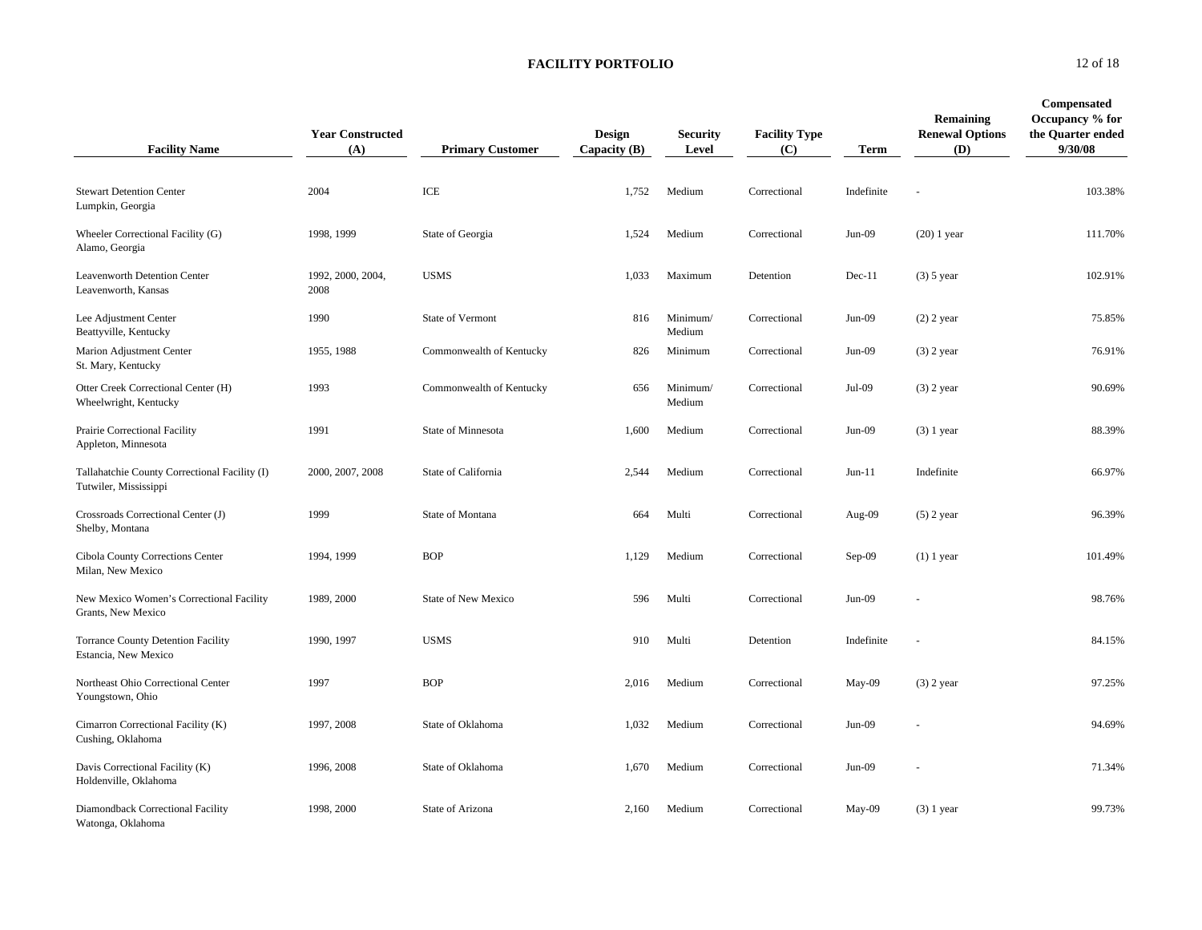## FACILITY PORTFOLIO

| Facility Name | Year Constructed (A) | Primary Customer | Design Capacity (B) | Security Level | Facility Type (C) | Term | Remaining Renewal Options (D) | Compensated Occupancy % for the Quarter ended 9/30/08 |
|---|---|---|---|---|---|---|---|---|
| Stewart Detention Center<br>Lumpkin, Georgia | 2004 | ICE | 1,752 | Medium | Correctional | Indefinite | - | 103.38% |
| Wheeler Correctional Facility (G)<br>Alamo, Georgia | 1998, 1999 | State of Georgia | 1,524 | Medium | Correctional | Jun-09 | (20) 1 year | 111.70% |
| Leavenworth Detention Center<br>Leavenworth, Kansas | 1992, 2000, 2004, 2008 | USMS | 1,033 | Maximum | Detention | Dec-11 | (3) 5 year | 102.91% |
| Lee Adjustment Center<br>Beattyville, Kentucky | 1990 | State of Vermont | 816 | Minimum/ Medium | Correctional | Jun-09 | (2) 2 year | 75.85% |
| Marion Adjustment Center<br>St. Mary, Kentucky | 1955, 1988 | Commonwealth of Kentucky | 826 | Minimum | Correctional | Jun-09 | (3) 2 year | 76.91% |
| Otter Creek Correctional Center (H)<br>Wheelwright, Kentucky | 1993 | Commonwealth of Kentucky | 656 | Minimum/ Medium | Correctional | Jul-09 | (3) 2 year | 90.69% |
| Prairie Correctional Facility<br>Appleton, Minnesota | 1991 | State of Minnesota | 1,600 | Medium | Correctional | Jun-09 | (3) 1 year | 88.39% |
| Tallahatchie County Correctional Facility (I)<br>Tutwiler, Mississippi | 2000, 2007, 2008 | State of California | 2,544 | Medium | Correctional | Jun-11 | Indefinite | 66.97% |
| Crossroads Correctional Center (J)<br>Shelby, Montana | 1999 | State of Montana | 664 | Multi | Correctional | Aug-09 | (5) 2 year | 96.39% |
| Cibola County Corrections Center<br>Milan, New Mexico | 1994, 1999 | BOP | 1,129 | Medium | Correctional | Sep-09 | (1) 1 year | 101.49% |
| New Mexico Women's Correctional Facility<br>Grants, New Mexico | 1989, 2000 | State of New Mexico | 596 | Multi | Correctional | Jun-09 | - | 98.76% |
| Torrance County Detention Facility<br>Estancia, New Mexico | 1990, 1997 | USMS | 910 | Multi | Detention | Indefinite | - | 84.15% |
| Northeast Ohio Correctional Center<br>Youngstown, Ohio | 1997 | BOP | 2,016 | Medium | Correctional | May-09 | (3) 2 year | 97.25% |
| Cimarron Correctional Facility (K)<br>Cushing, Oklahoma | 1997, 2008 | State of Oklahoma | 1,032 | Medium | Correctional | Jun-09 | - | 94.69% |
| Davis Correctional Facility (K)<br>Holdenville, Oklahoma | 1996, 2008 | State of Oklahoma | 1,670 | Medium | Correctional | Jun-09 | - | 71.34% |
| Diamondback Correctional Facility<br>Watonga, Oklahoma | 1998, 2000 | State of Arizona | 2,160 | Medium | Correctional | May-09 | (3) 1 year | 99.73% |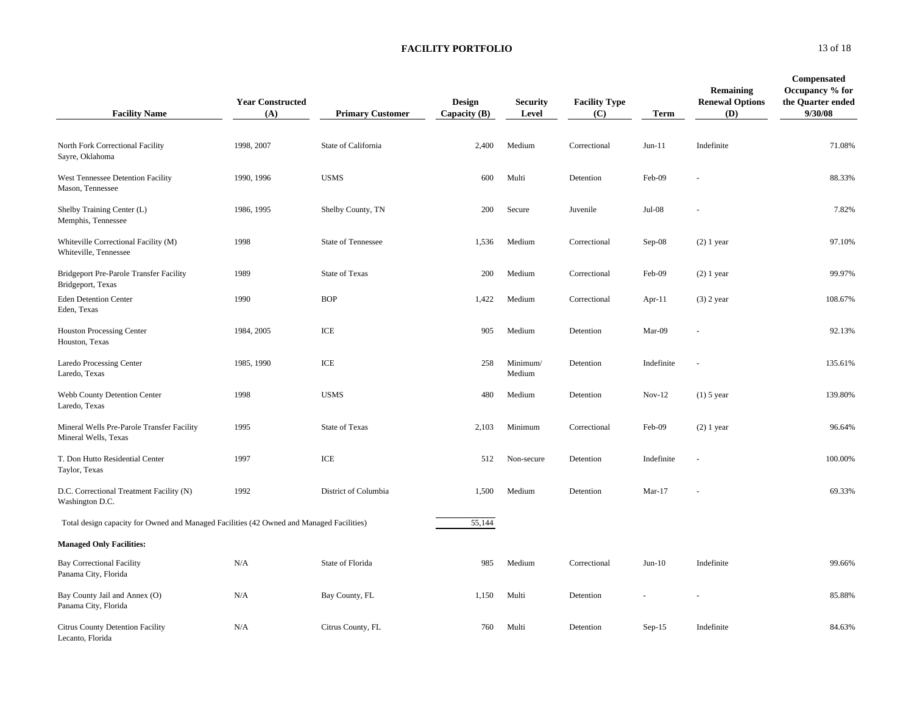## FACILITY PORTFOLIO

| Facility Name | Year Constructed (A) | Primary Customer | Design Capacity (B) | Security Level | Facility Type (C) | Term | Remaining Renewal Options (D) | Compensated Occupancy % for the Quarter ended 9/30/08 |
|---|---|---|---|---|---|---|---|---|
| North Fork Correctional Facility<br>Sayre, Oklahoma | 1998, 2007 | State of California | 2,400 | Medium | Correctional | Jun-11 | Indefinite | 71.08% |
| West Tennessee Detention Facility<br>Mason, Tennessee | 1990, 1996 | USMS | 600 | Multi | Detention | Feb-09 | - | 88.33% |
| Shelby Training Center (L)<br>Memphis, Tennessee | 1986, 1995 | Shelby County, TN | 200 | Secure | Juvenile | Jul-08 | - | 7.82% |
| Whiteville Correctional Facility (M)<br>Whiteville, Tennessee | 1998 | State of Tennessee | 1,536 | Medium | Correctional | Sep-08 | (2) 1 year | 97.10% |
| Bridgeport Pre-Parole Transfer Facility<br>Bridgeport, Texas | 1989 | State of Texas | 200 | Medium | Correctional | Feb-09 | (2) 1 year | 99.97% |
| Eden Detention Center<br>Eden, Texas | 1990 | BOP | 1,422 | Medium | Correctional | Apr-11 | (3) 2 year | 108.67% |
| Houston Processing Center<br>Houston, Texas | 1984, 2005 | ICE | 905 | Medium | Detention | Mar-09 | - | 92.13% |
| Laredo Processing Center<br>Laredo, Texas | 1985, 1990 | ICE | 258 | Minimum/ Medium | Detention | Indefinite | - | 135.61% |
| Webb County Detention Center<br>Laredo, Texas | 1998 | USMS | 480 | Medium | Detention | Nov-12 | (1) 5 year | 139.80% |
| Mineral Wells Pre-Parole Transfer Facility<br>Mineral Wells, Texas | 1995 | State of Texas | 2,103 | Minimum | Correctional | Feb-09 | (2) 1 year | 96.64% |
| T. Don Hutto Residential Center<br>Taylor, Texas | 1997 | ICE | 512 | Non-secure | Detention | Indefinite | - | 100.00% |
| D.C. Correctional Treatment Facility (N)<br>Washington D.C. | 1992 | District of Columbia | 1,500 | Medium | Detention | Mar-17 | - | 69.33% |
| Total design capacity for Owned and Managed Facilities (42 Owned and Managed Facilities) | | | 55,144 | | | | | |
| **Managed Only Facilities:** | | | | | | | | |
| Bay Correctional Facility<br>Panama City, Florida | N/A | State of Florida | 985 | Medium | Correctional | Jun-10 | Indefinite | 99.66% |
| Bay County Jail and Annex (O)<br>Panama City, Florida | N/A | Bay County, FL | 1,150 | Multi | Detention | - | - | 85.88% |
| Citrus County Detention Facility<br>Lecanto, Florida | N/A | Citrus County, FL | 760 | Multi | Detention | Sep-15 | Indefinite | 84.63% |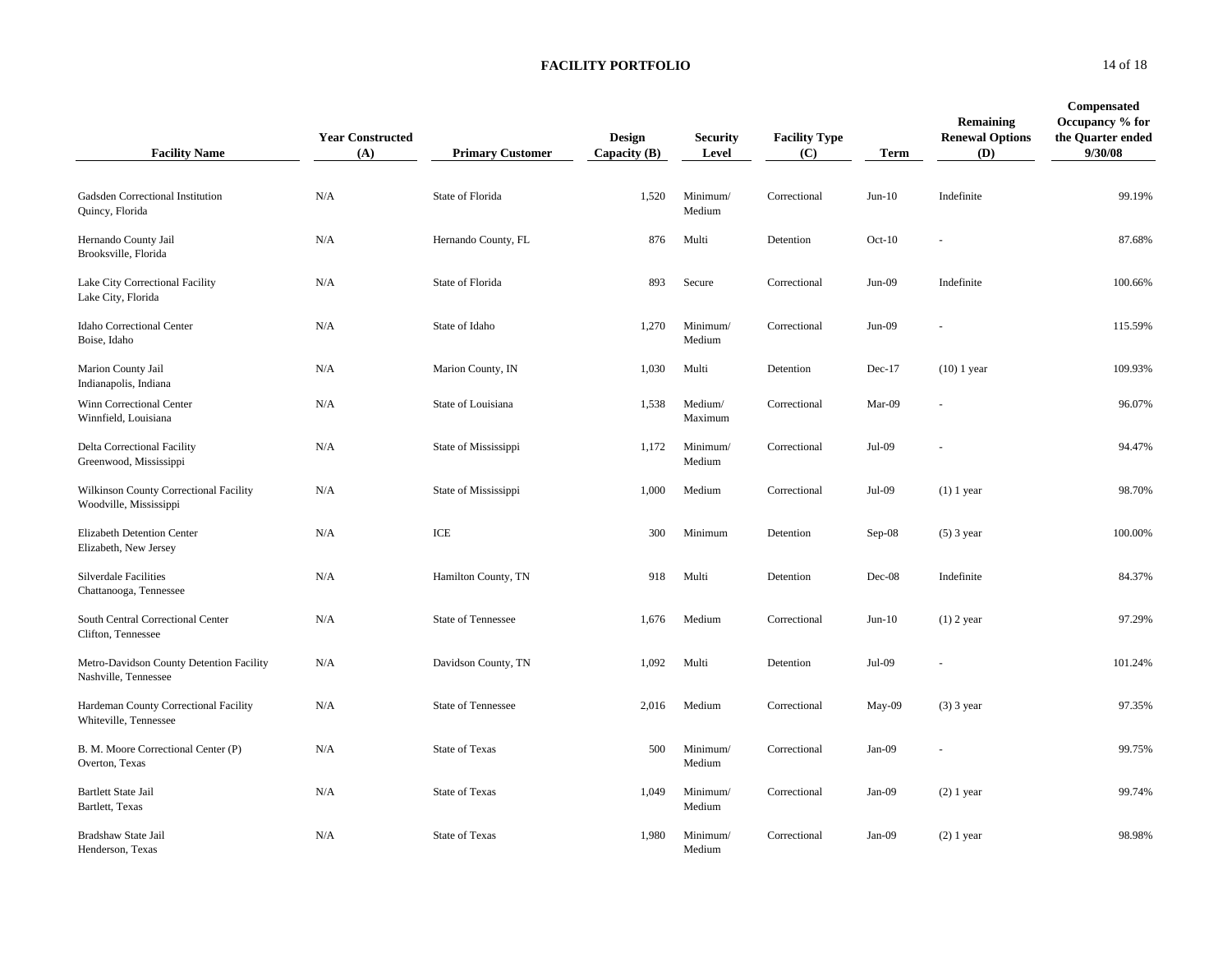# FACILITY PORTFOLIO

| Facility Name | Year Constructed (A) | Primary Customer | Design Capacity (B) | Security Level | Facility Type (C) | Term | Remaining Renewal Options (D) | Compensated Occupancy % for the Quarter ended 9/30/08 |
|---|---|---|---|---|---|---|---|---|
| Gadsden Correctional Institution<br>Quincy, Florida | N/A | State of Florida | 1,520 | Minimum/ Medium | Correctional | Jun-10 | Indefinite | 99.19% |
| Hernando County Jail<br>Brooksville, Florida | N/A | Hernando County, FL | 876 | Multi | Detention | Oct-10 | - | 87.68% |
| Lake City Correctional Facility<br>Lake City, Florida | N/A | State of Florida | 893 | Secure | Correctional | Jun-09 | Indefinite | 100.66% |
| Idaho Correctional Center<br>Boise, Idaho | N/A | State of Idaho | 1,270 | Minimum/ Medium | Correctional | Jun-09 | - | 115.59% |
| Marion County Jail<br>Indianapolis, Indiana | N/A | Marion County, IN | 1,030 | Multi | Detention | Dec-17 | (10) 1 year | 109.93% |
| Winn Correctional Center<br>Winnfield, Louisiana | N/A | State of Louisiana | 1,538 | Medium/ Maximum | Correctional | Mar-09 | - | 96.07% |
| Delta Correctional Facility<br>Greenwood, Mississippi | N/A | State of Mississippi | 1,172 | Minimum/ Medium | Correctional | Jul-09 | - | 94.47% |
| Wilkinson County Correctional Facility<br>Woodville, Mississippi | N/A | State of Mississippi | 1,000 | Medium | Correctional | Jul-09 | (1) 1 year | 98.70% |
| Elizabeth Detention Center<br>Elizabeth, New Jersey | N/A | ICE | 300 | Minimum | Detention | Sep-08 | (5) 3 year | 100.00% |
| Silverdale Facilities<br>Chattanooga, Tennessee | N/A | Hamilton County, TN | 918 | Multi | Detention | Dec-08 | Indefinite | 84.37% |
| South Central Correctional Center<br>Clifton, Tennessee | N/A | State of Tennessee | 1,676 | Medium | Correctional | Jun-10 | (1) 2 year | 97.29% |
| Metro-Davidson County Detention Facility<br>Nashville, Tennessee | N/A | Davidson County, TN | 1,092 | Multi | Detention | Jul-09 | - | 101.24% |
| Hardeman County Correctional Facility<br>Whiteville, Tennessee | N/A | State of Tennessee | 2,016 | Medium | Correctional | May-09 | (3) 3 year | 97.35% |
| B. M. Moore Correctional Center (P)<br>Overton, Texas | N/A | State of Texas | 500 | Minimum/ Medium | Correctional | Jan-09 | - | 99.75% |
| Bartlett State Jail<br>Bartlett, Texas | N/A | State of Texas | 1,049 | Minimum/ Medium | Correctional | Jan-09 | (2) 1 year | 99.74% |
| Bradshaw State Jail<br>Henderson, Texas | N/A | State of Texas | 1,980 | Minimum/ Medium | Correctional | Jan-09 | (2) 1 year | 98.98% |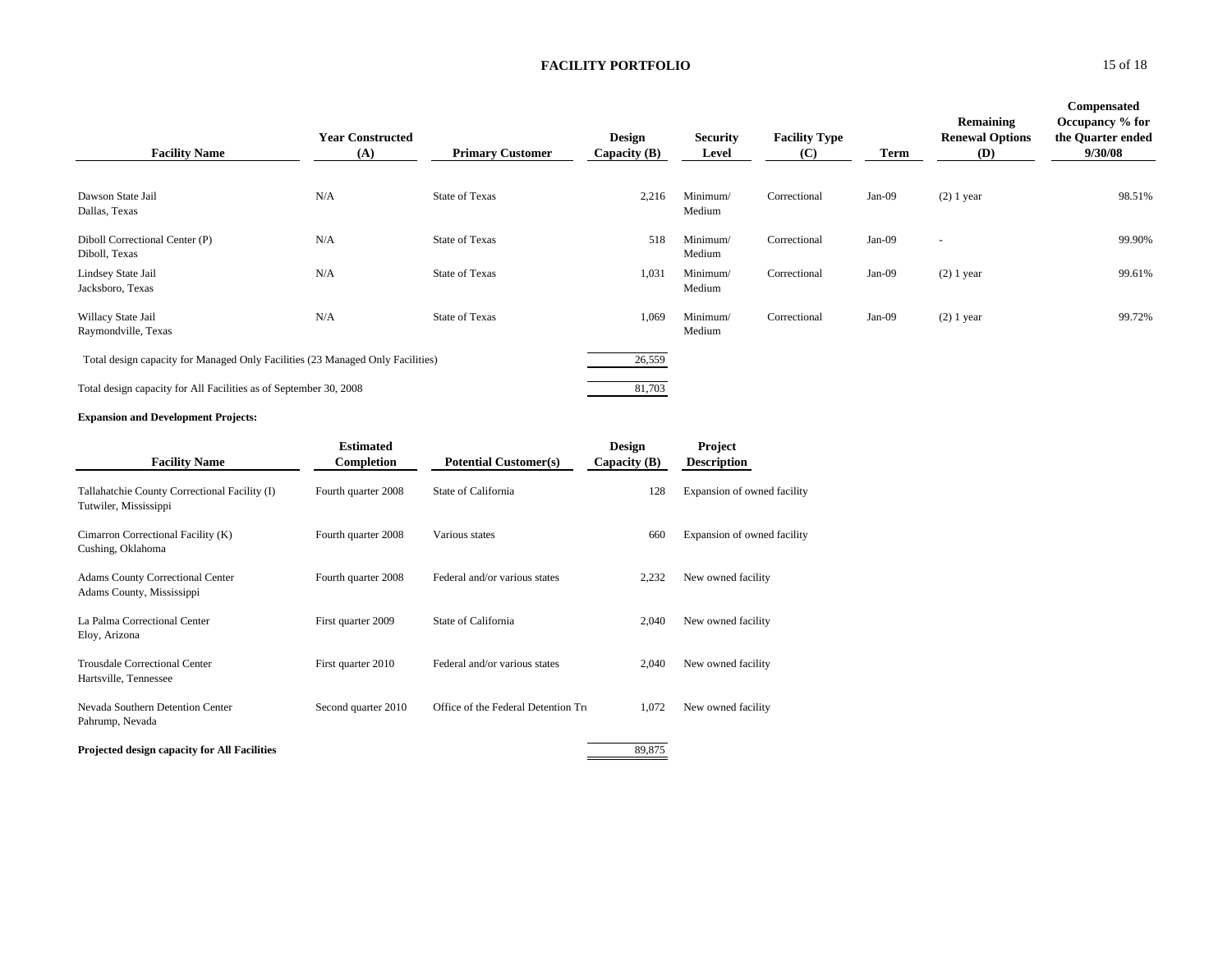# FACILITY PORTFOLIO

| Facility Name | Year Constructed (A) | Primary Customer | Design Capacity (B) | Security Level | Facility Type (C) | Term | Remaining Renewal Options (D) | Compensated Occupancy % for the Quarter ended 9/30/08 |
|---|---|---|---|---|---|---|---|---|
| Dawson State Jail<br>Dallas, Texas | N/A | State of Texas | 2,216 | Minimum/ Medium | Correctional | Jan-09 | (2) 1 year | 98.51% |
| Diboll Correctional Center (P)<br>Diboll, Texas | N/A | State of Texas | 518 | Minimum/ Medium | Correctional | Jan-09 | - | 99.90% |
| Lindsey State Jail<br>Jacksboro, Texas | N/A | State of Texas | 1,031 | Minimum/ Medium | Correctional | Jan-09 | (2) 1 year | 99.61% |
| Willacy State Jail<br>Raymondville, Texas | N/A | State of Texas | 1,069 | Minimum/ Medium | Correctional | Jan-09 | (2) 1 year | 99.72% |
| Total design capacity for Managed Only Facilities (23 Managed Only Facilities) | | | 26,559 | | | | | |
| Total design capacity for All Facilities as of September 30, 2008 | | | 81,703 | | | | | |

**Expansion and Development Projects:**

| Facility Name | Estimated Completion | Potential Customer(s) | Design Capacity (B) | Project Description |
|---|---|---|---|---|
| Tallahatchie County Correctional Facility (I)<br>Tutwiler, Mississippi | Fourth quarter 2008 | State of California | 128 | Expansion of owned facility |
| Cimarron Correctional Facility (K)<br>Cushing, Oklahoma | Fourth quarter 2008 | Various states | 660 | Expansion of owned facility |
| Adams County Correctional Center<br>Adams County, Mississippi | Fourth quarter 2008 | Federal and/or various states | 2,232 | New owned facility |
| La Palma Correctional Center<br>Eloy, Arizona | First quarter 2009 | State of California | 2,040 | New owned facility |
| Trousdale Correctional Center<br>Hartsville, Tennessee | First quarter 2010 | Federal and/or various states | 2,040 | New owned facility |
| Nevada Southern Detention Center<br>Pahrump, Nevada | Second quarter 2010 | Office of the Federal Detention Tru | 1,072 | New owned facility |
| **Projected design capacity for All Facilities** | | | 89,875 | |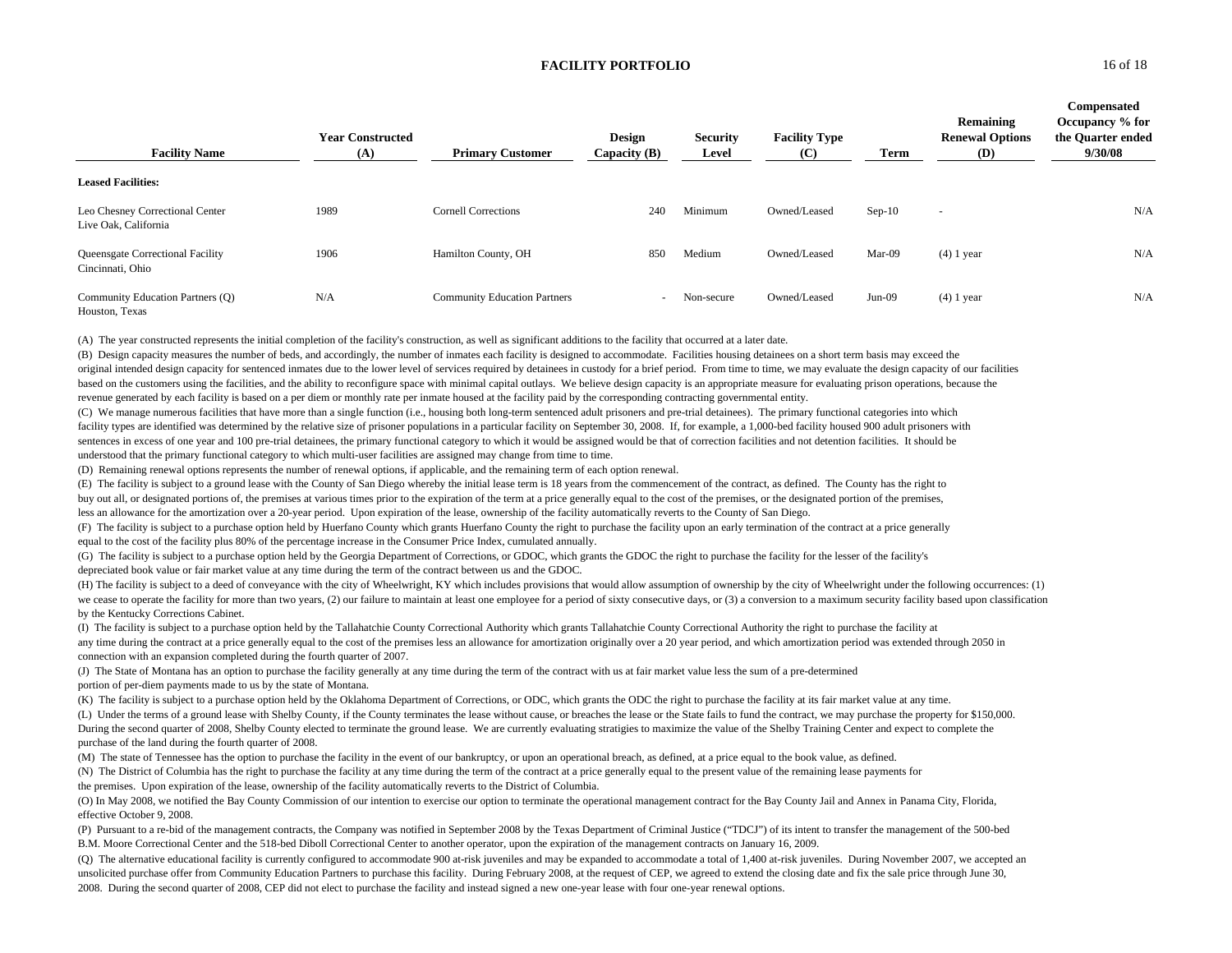## FACILITY PORTFOLIO

| Facility Name | Year Constructed (A) | Primary Customer | Design Capacity (B) | Security Level | Facility Type (C) | Term | Remaining Renewal Options (D) | Compensated Occupancy % for the Quarter ended 9/30/08 |
|---|---|---|---|---|---|---|---|---|
| **Leased Facilities:** | | | | | | | | |
| Leo Chesney Correctional Center<br>Live Oak, California | 1989 | Cornell Corrections | 240 | Minimum | Owned/Leased | Sep-10 | - | N/A |
| Queensgate Correctional Facility<br>Cincinnati, Ohio | 1906 | Hamilton County, OH | 850 | Medium | Owned/Leased | Mar-09 | (4) 1 year | N/A |
| Community Education Partners (Q)<br>Houston, Texas | N/A | Community Education Partners | - | Non-secure | Owned/Leased | Jun-09 | (4) 1 year | N/A |

(A) The year constructed represents the initial completion of the facility's construction, as well as significant additions to the facility that occurred at a later date.

(B) Design capacity measures the number of beds, and accordingly, the number of inmates each facility is designed to accommodate. Facilities housing detainees on a short term basis may exceed the original intended design capacity for sentenced inmates due to the lower level of services required by detainees in custody for a brief period. From time to time, we may evaluate the design capacity of our facilities based on the customers using the facilities, and the ability to reconfigure space with minimal capital outlays. We believe design capacity is an appropriate measure for evaluating prison operations, because the revenue generated by each facility is based on a per diem or monthly rate per inmate housed at the facility paid by the corresponding contracting governmental entity.

(C) We manage numerous facilities that have more than a single function (i.e., housing both long-term sentenced adult prisoners and pre-trial detainees). The primary functional categories into which facility types are identified was determined by the relative size of prisoner populations in a particular facility on September 30, 2008. If, for example, a 1,000-bed facility housed 900 adult prisoners with sentences in excess of one year and 100 pre-trial detainees, the primary functional category to which it would be assigned would be that of correction facilities and not detention facilities. It should be understood that the primary functional category to which multi-user facilities are assigned may change from time to time.

(D) Remaining renewal options represents the number of renewal options, if applicable, and the remaining term of each option renewal.

(E) The facility is subject to a ground lease with the County of San Diego whereby the initial lease term is 18 years from the commencement of the contract, as defined. The County has the right to buy out all, or designated portions of, the premises at various times prior to the expiration of the term at a price generally equal to the cost of the premises, or the designated portion of the premises, less an allowance for the amortization over a 20-year period. Upon expiration of the lease, ownership of the facility automatically reverts to the County of San Diego.

(F) The facility is subject to a purchase option held by Huerfano County which grants Huerfano County the right to purchase the facility upon an early termination of the contract at a price generally equal to the cost of the facility plus 80% of the percentage increase in the Consumer Price Index, cumulated annually.

(G) The facility is subject to a purchase option held by the Georgia Department of Corrections, or GDOC, which grants the GDOC the right to purchase the facility for the lesser of the facility's depreciated book value or fair market value at any time during the term of the contract between us and the GDOC.

(H) The facility is subject to a deed of conveyance with the city of Wheelwright, KY which includes provisions that would allow assumption of ownership by the city of Wheelwright under the following occurrences: (1) we cease to operate the facility for more than two years, (2) our failure to maintain at least one employee for a period of sixty consecutive days, or (3) a conversion to a maximum security facility based upon classification by the Kentucky Corrections Cabinet.

(I) The facility is subject to a purchase option held by the Tallahatchie County Correctional Authority which grants Tallahatchie County Correctional Authority the right to purchase the facility at any time during the contract at a price generally equal to the cost of the premises less an allowance for amortization originally over a 20 year period, and which amortization period was extended through 2050 in connection with an expansion completed during the fourth quarter of 2007.

(J) The State of Montana has an option to purchase the facility generally at any time during the term of the contract with us at fair market value less the sum of a pre-determined portion of per-diem payments made to us by the state of Montana.

(K) The facility is subject to a purchase option held by the Oklahoma Department of Corrections, or ODC, which grants the ODC the right to purchase the facility at its fair market value at any time.

(L) Under the terms of a ground lease with Shelby County, if the County terminates the lease without cause, or breaches the lease or the State fails to fund the contract, we may purchase the property for $150,000. During the second quarter of 2008, Shelby County elected to terminate the ground lease. We are currently evaluating stratigies to maximize the value of the Shelby Training Center and expect to complete the purchase of the land during the fourth quarter of 2008.

(M) The state of Tennessee has the option to purchase the facility in the event of our bankruptcy, or upon an operational breach, as defined, at a price equal to the book value, as defined.

(N) The District of Columbia has the right to purchase the facility at any time during the term of the contract at a price generally equal to the present value of the remaining lease payments for the premises. Upon expiration of the lease, ownership of the facility automatically reverts to the District of Columbia.

(O) In May 2008, we notified the Bay County Commission of our intention to exercise our option to terminate the operational management contract for the Bay County Jail and Annex in Panama City, Florida, effective October 9, 2008.

(P) Pursuant to a re-bid of the management contracts, the Company was notified in September 2008 by the Texas Department of Criminal Justice ("TDCJ") of its intent to transfer the management of the 500-bed B.M. Moore Correctional Center and the 518-bed Diboll Correctional Center to another operator, upon the expiration of the management contracts on January 16, 2009.

(Q) The alternative educational facility is currently configured to accommodate 900 at-risk juveniles and may be expanded to accommodate a total of 1,400 at-risk juveniles. During November 2007, we accepted an unsolicited purchase offer from Community Education Partners to purchase this facility. During February 2008, at the request of CEP, we agreed to extend the closing date and fix the sale price through June 30, 2008. During the second quarter of 2008, CEP did not elect to purchase the facility and instead signed a new one-year lease with four one-year renewal options.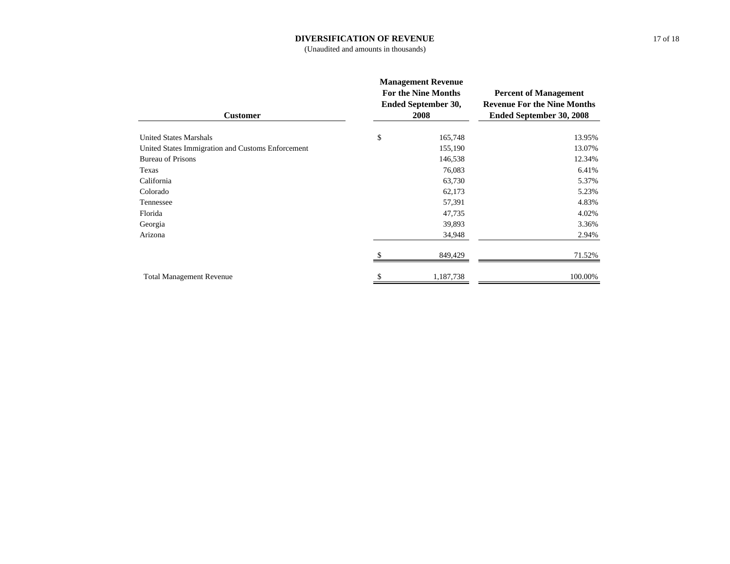# DIVERSIFICATION OF REVENUE

(Unaudited and amounts in thousands)

| Customer | Management Revenue For the Nine Months Ended September 30, 2008 | Percent of Management Revenue For the Nine Months Ended September 30, 2008 |
|---|---|---|
| United States Marshals | $ 165,748 | 13.95% |
| United States Immigration and Customs Enforcement | 155,190 | 13.07% |
| Bureau of Prisons | 146,538 | 12.34% |
| Texas | 76,083 | 6.41% |
| California | 63,730 | 5.37% |
| Colorado | 62,173 | 5.23% |
| Tennessee | 57,391 | 4.83% |
| Florida | 47,735 | 4.02% |
| Georgia | 39,893 | 3.36% |
| Arizona | 34,948 | 2.94% |
| | $ 849,429 | 71.52% |
| Total Management Revenue | $ 1,187,738 | 100.00% |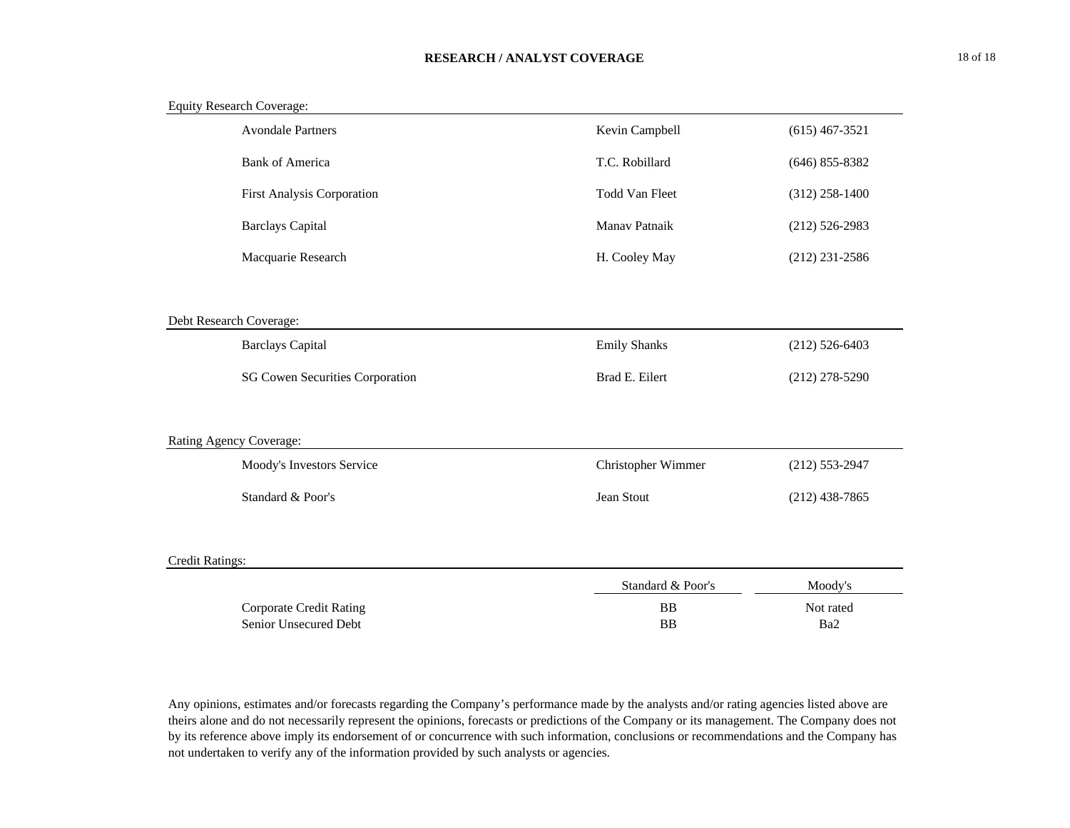# RESEARCH / ANALYST COVERAGE

**Equity Research Coverage:**

| | | |
|---|---|---|
| Avondale Partners | Kevin Campbell | (615) 467-3521 |
| Bank of America | T.C. Robillard | (646) 855-8382 |
| First Analysis Corporation | Todd Van Fleet | (312) 258-1400 |
| Barclays Capital | Manav Patnaik | (212) 526-2983 |
| Macquarie Research | H. Cooley May | (212) 231-2586 |

**Debt Research Coverage:**

| | | |
|---|---|---|
| Barclays Capital | Emily Shanks | (212) 526-6403 |
| SG Cowen Securities Corporation | Brad E. Eilert | (212) 278-5290 |

**Rating Agency Coverage:**

| | | |
|---|---|---|
| Moody's Investors Service | Christopher Wimmer | (212) 553-2947 |
| Standard & Poor's | Jean Stout | (212) 438-7865 |

**Credit Ratings:**

| | Standard & Poor's | Moody's |
|---|---|---|
| Corporate Credit Rating | BB | Not rated |
| Senior Unsecured Debt | BB | Ba2 |

Any opinions, estimates and/or forecasts regarding the Company's performance made by the analysts and/or rating agencies listed above are theirs alone and do not necessarily represent the opinions, forecasts or predictions of the Company or its management. The Company does not by its reference above imply its endorsement of or concurrence with such information, conclusions or recommendations and the Company has not undertaken to verify any of the information provided by such analysts or agencies.